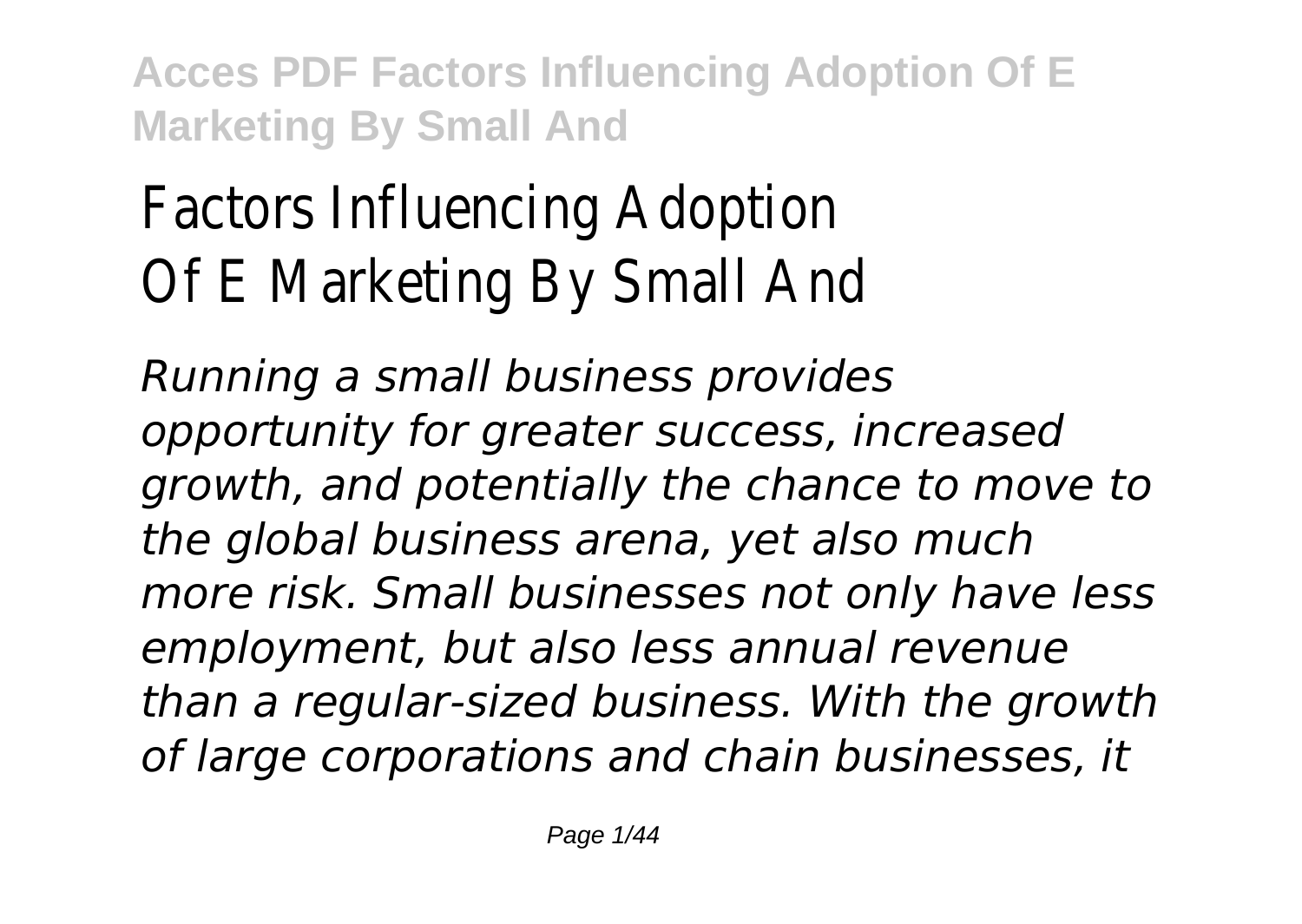# Factors Influencing Adoption Of E Marketing By Small And

*Running a small business provides opportunity for greater success, increased growth, and potentially the chance to move to the global business arena, yet also much more risk. Small businesses not only have less employment, but also less annual revenue than a regular-sized business. With the growth of large corporations and chain businesses, it*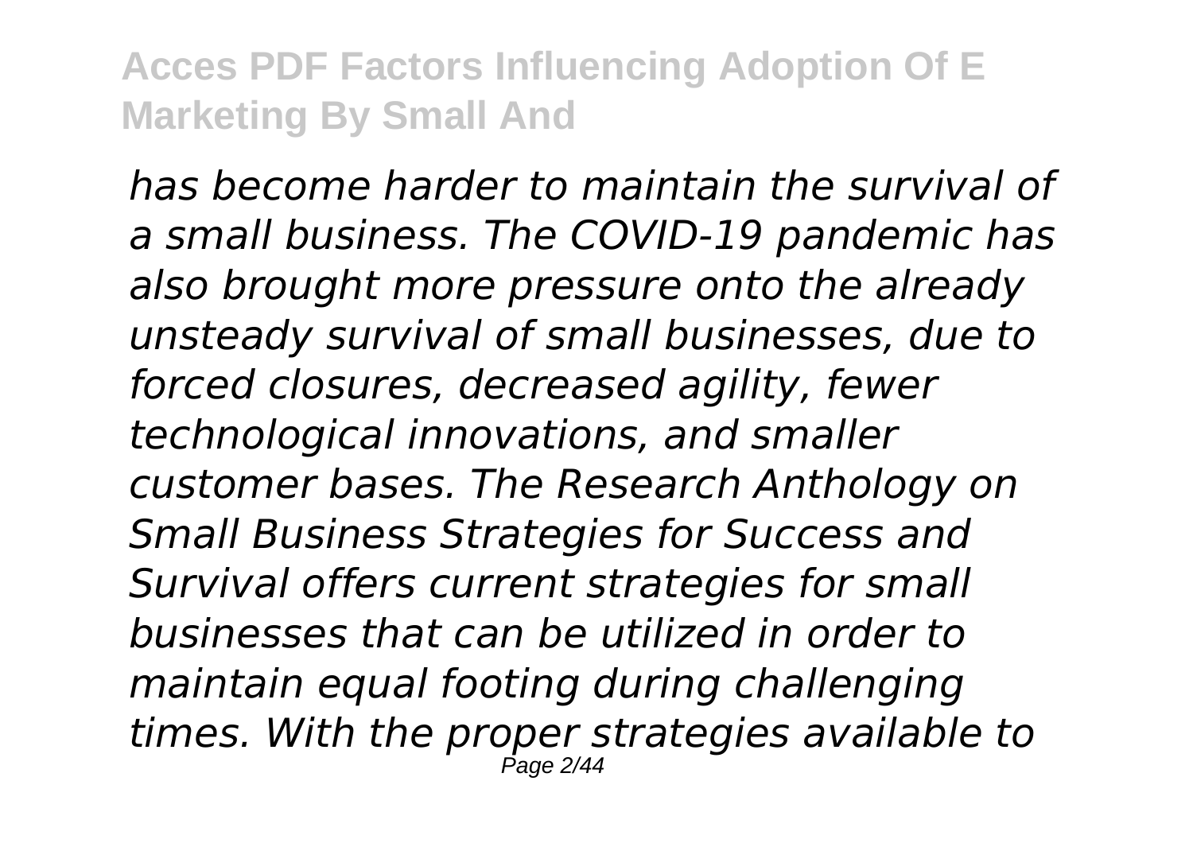*has become harder to maintain the survival of a small business. The COVID-19 pandemic has also brought more pressure onto the already unsteady survival of small businesses, due to forced closures, decreased agility, fewer technological innovations, and smaller customer bases. The Research Anthology on Small Business Strategies for Success and Survival offers current strategies for small businesses that can be utilized in order to maintain equal footing during challenging times. With the proper strategies available to*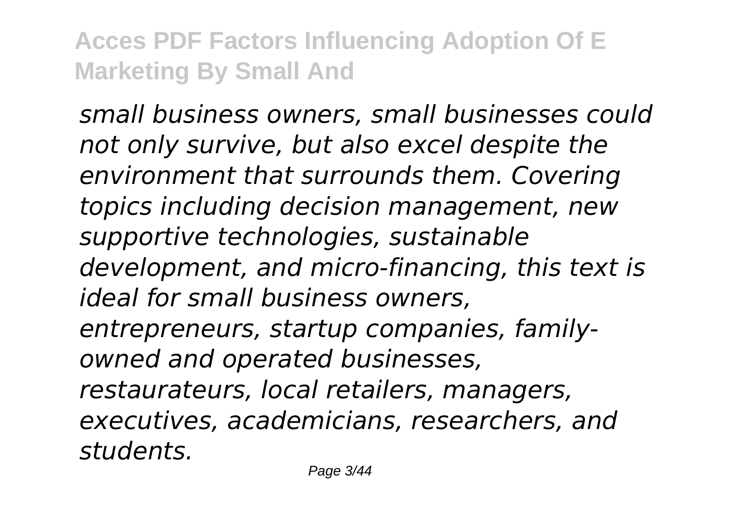*small business owners, small businesses could not only survive, but also excel despite the environment that surrounds them. Covering topics including decision management, new supportive technologies, sustainable development, and micro-financing, this text is ideal for small business owners, entrepreneurs, startup companies, family-owned and operated businesses, restaurateurs, local retailers, managers, executives, academicians, researchers, and students.*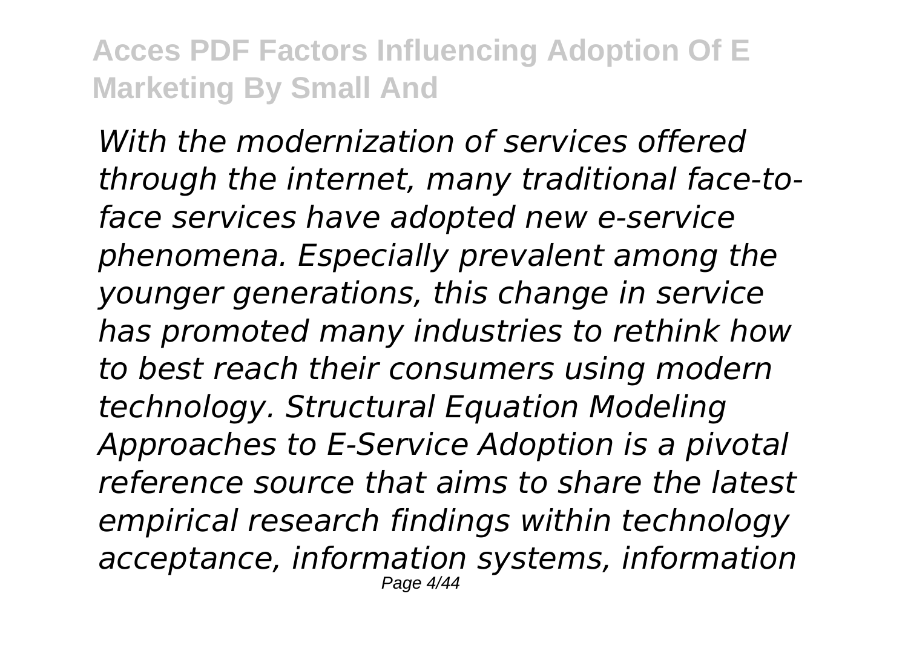*With the modernization of services offered through the internet, many traditional face-to-face services have adopted new e-service phenomena. Especially prevalent among the younger generations, this change in service has promoted many industries to rethink how to best reach their consumers using modern technology. Structural Equation Modeling Approaches to E-Service Adoption is a pivotal reference source that aims to share the latest empirical research findings within technology acceptance, information systems, information*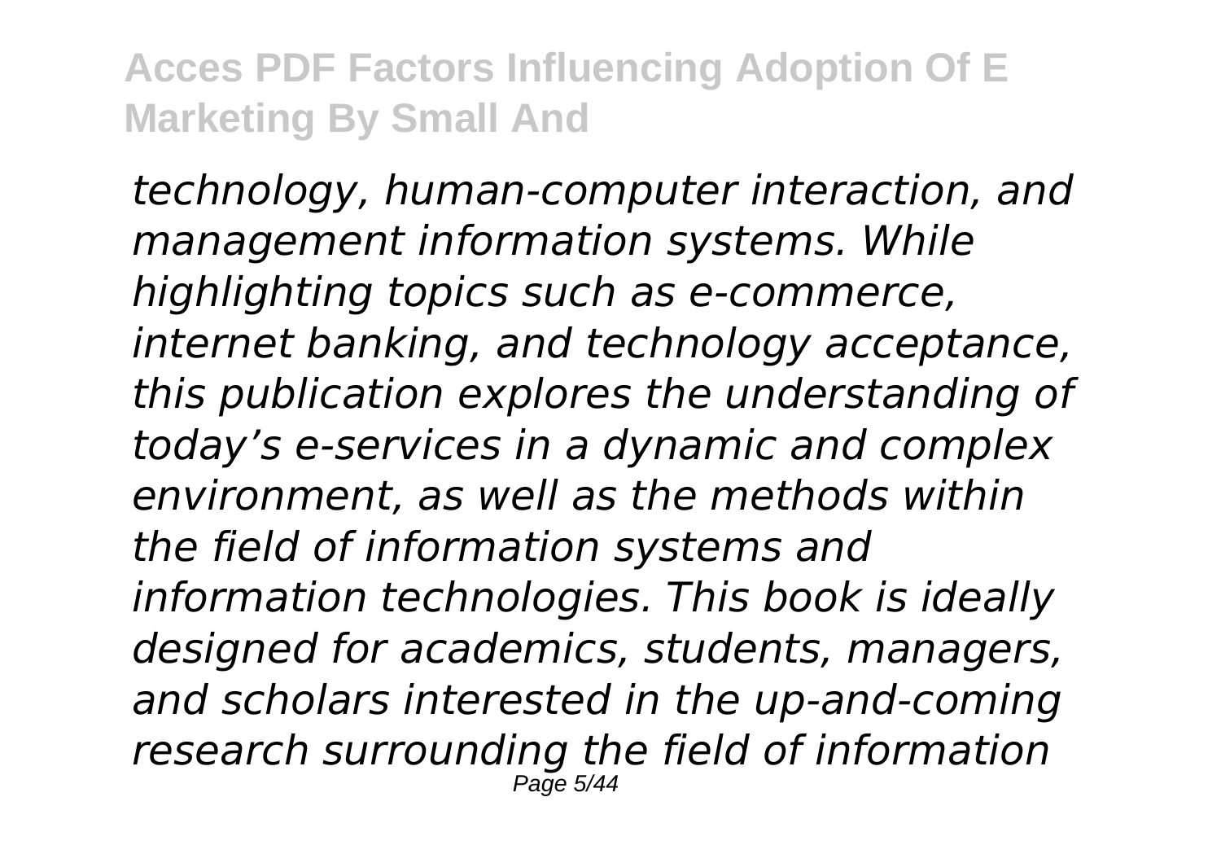*technology, human-computer interaction, and management information systems. While highlighting topics such as e-commerce, internet banking, and technology acceptance, this publication explores the understanding of today's e-services in a dynamic and complex environment, as well as the methods within the field of information systems and information technologies. This book is ideally designed for academics, students, managers, and scholars interested in the up-and-coming research surrounding the field of information*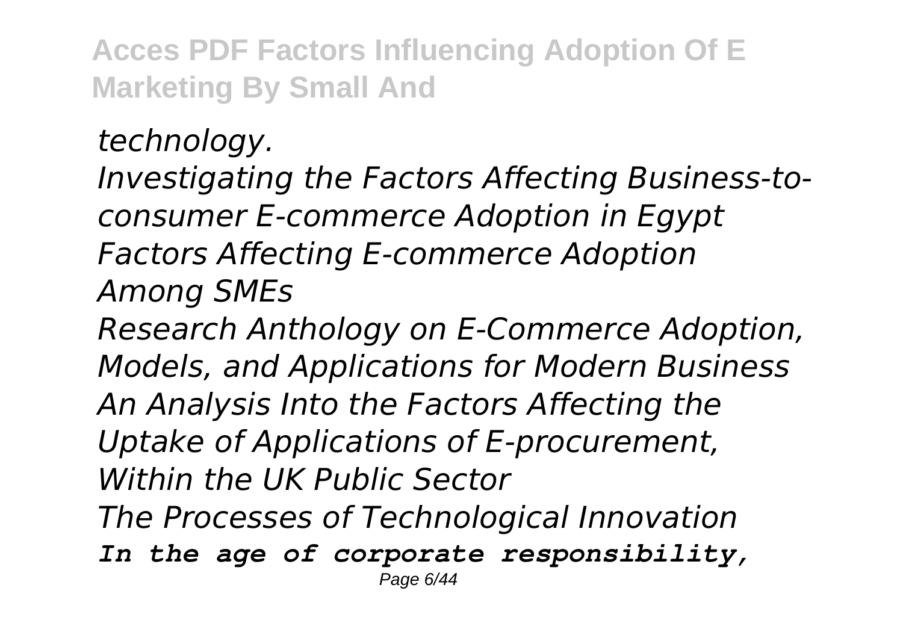*technology.*

*Investigating the Factors Affecting Business-to-consumer E-commerce Adoption in Egypt*

*Factors Affecting E-commerce Adoption Among SMEs*

*Research Anthology on E-Commerce Adoption, Models, and Applications for Modern Business*

*An Analysis Into the Factors Affecting the Uptake of Applications of E-procurement, Within the UK Public Sector*

*The Processes of Technological Innovation*

***In the age of corporate responsibility,***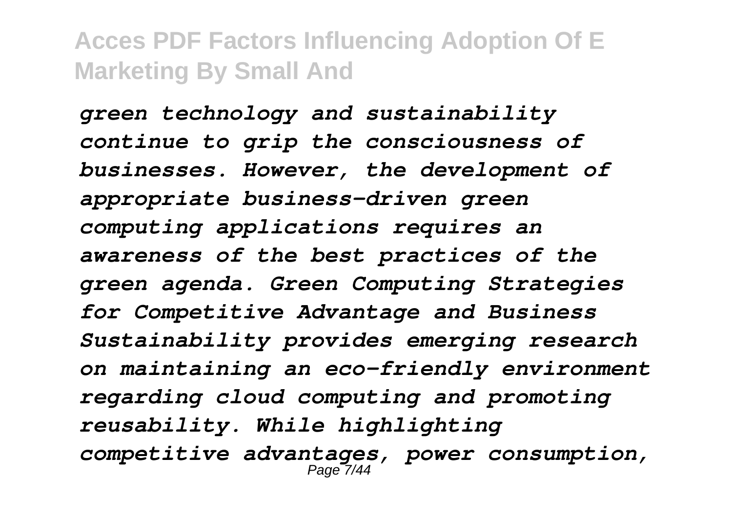*green technology and sustainability continue to grip the consciousness of businesses. However, the development of appropriate business-driven green computing applications requires an awareness of the best practices of the green agenda. Green Computing Strategies for Competitive Advantage and Business Sustainability provides emerging research on maintaining an eco-friendly environment regarding cloud computing and promoting reusability. While highlighting competitive advantages, power consumption,*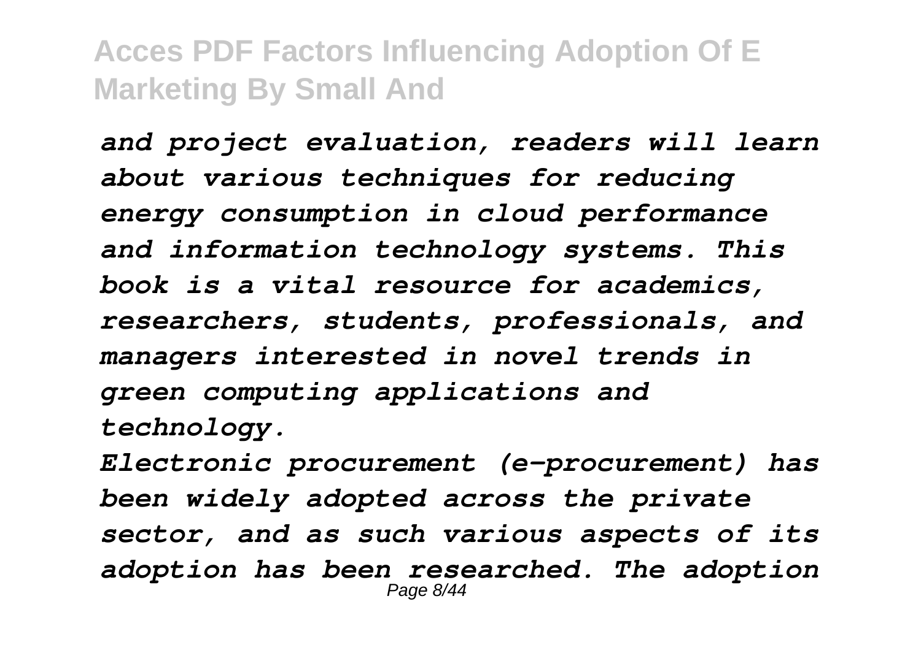*and project evaluation, readers will learn about various techniques for reducing energy consumption in cloud performance and information technology systems. This book is a vital resource for academics, researchers, students, professionals, and managers interested in novel trends in green computing applications and technology.*

*Electronic procurement (e-procurement) has been widely adopted across the private sector, and as such various aspects of its adoption has been researched. The adoption*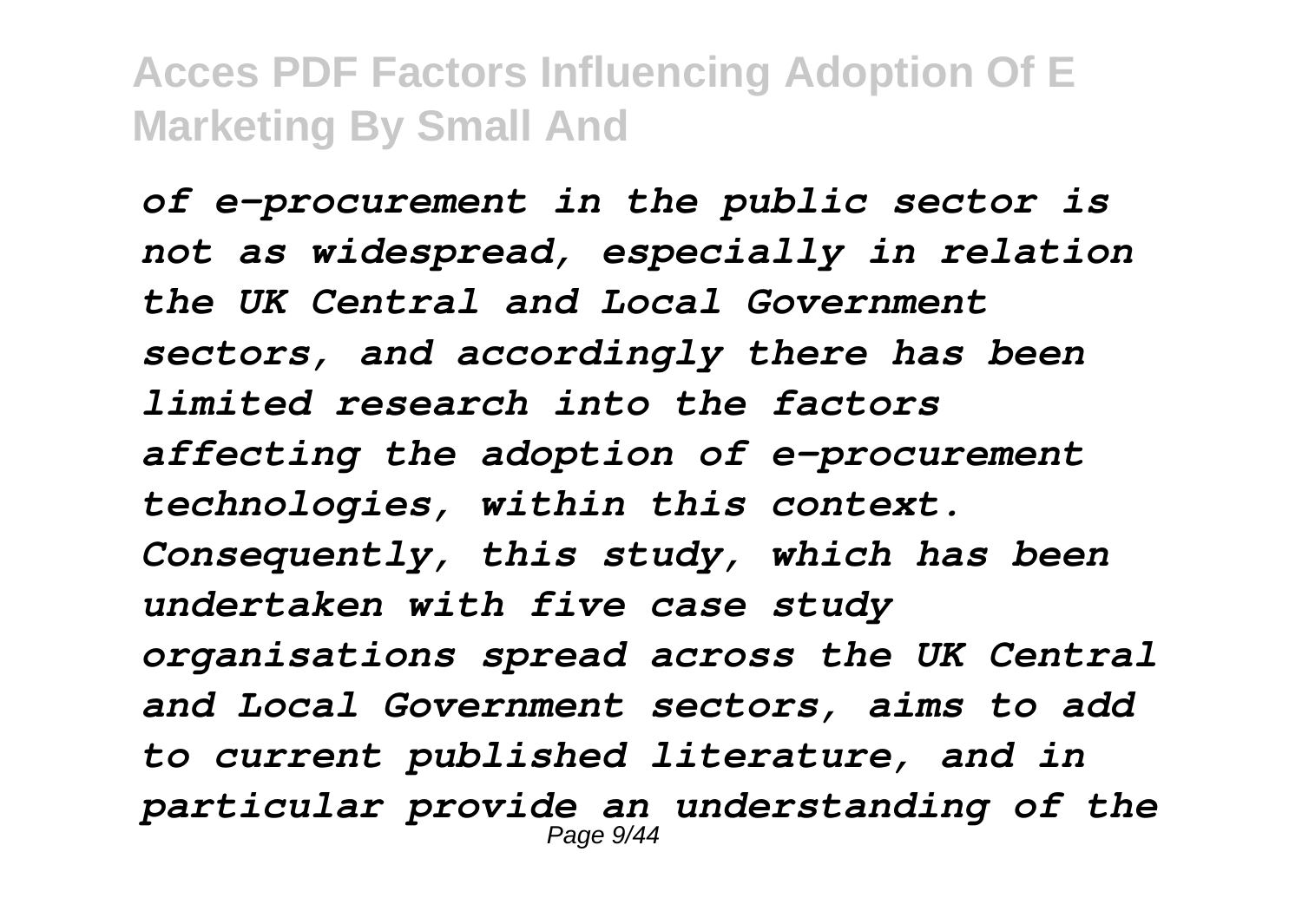*of e-procurement in the public sector is not as widespread, especially in relation the UK Central and Local Government sectors, and accordingly there has been limited research into the factors affecting the adoption of e-procurement technologies, within this context. Consequently, this study, which has been undertaken with five case study organisations spread across the UK Central and Local Government sectors, aims to add to current published literature, and in particular provide an understanding of the*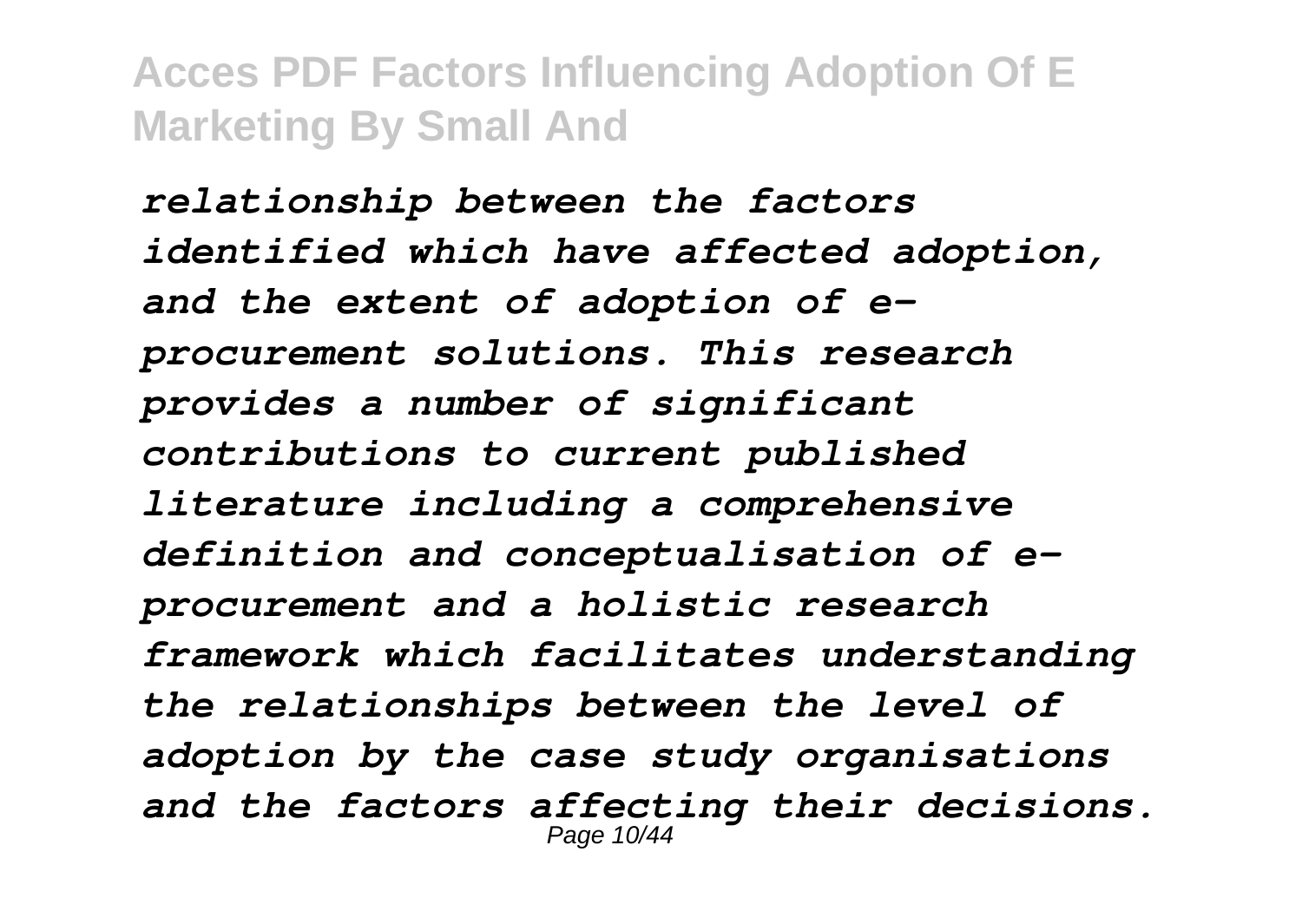*relationship between the factors identified which have affected adoption, and the extent of adoption of e-procurement solutions. This research provides a number of significant contributions to current published literature including a comprehensive definition and conceptualisation of e-procurement and a holistic research framework which facilitates understanding the relationships between the level of adoption by the case study organisations and the factors affecting their decisions.*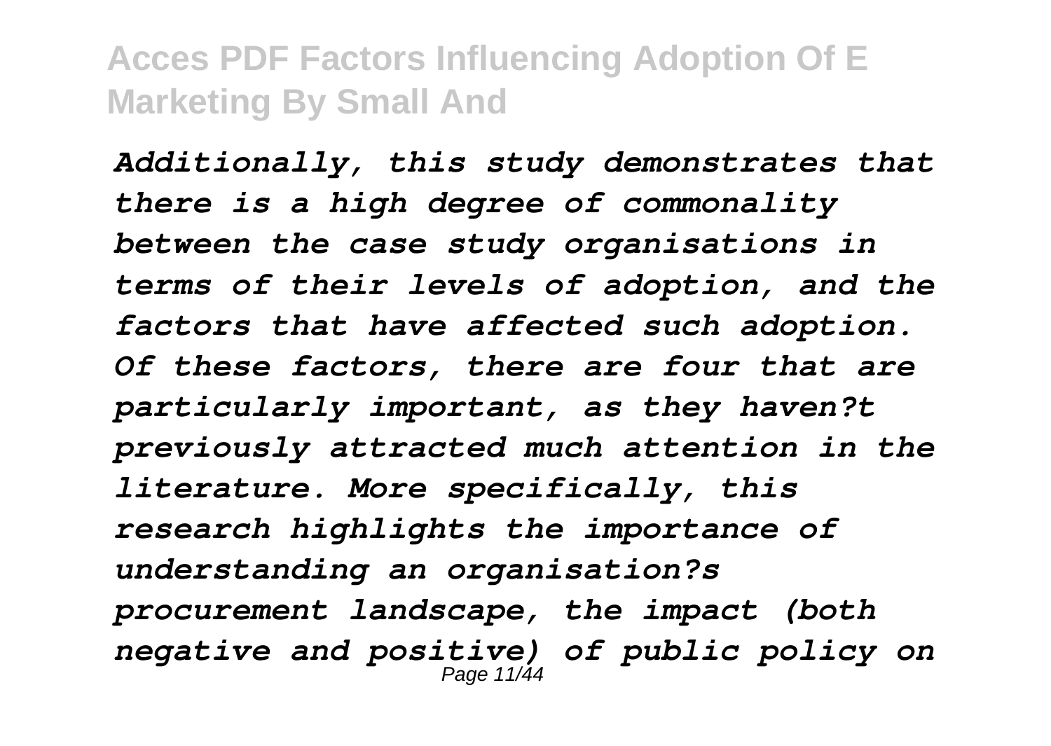*Additionally, this study demonstrates that there is a high degree of commonality between the case study organisations in terms of their levels of adoption, and the factors that have affected such adoption. Of these factors, there are four that are particularly important, as they haven?t previously attracted much attention in the literature. More specifically, this research highlights the importance of understanding an organisation?s procurement landscape, the impact (both negative and positive) of public policy on*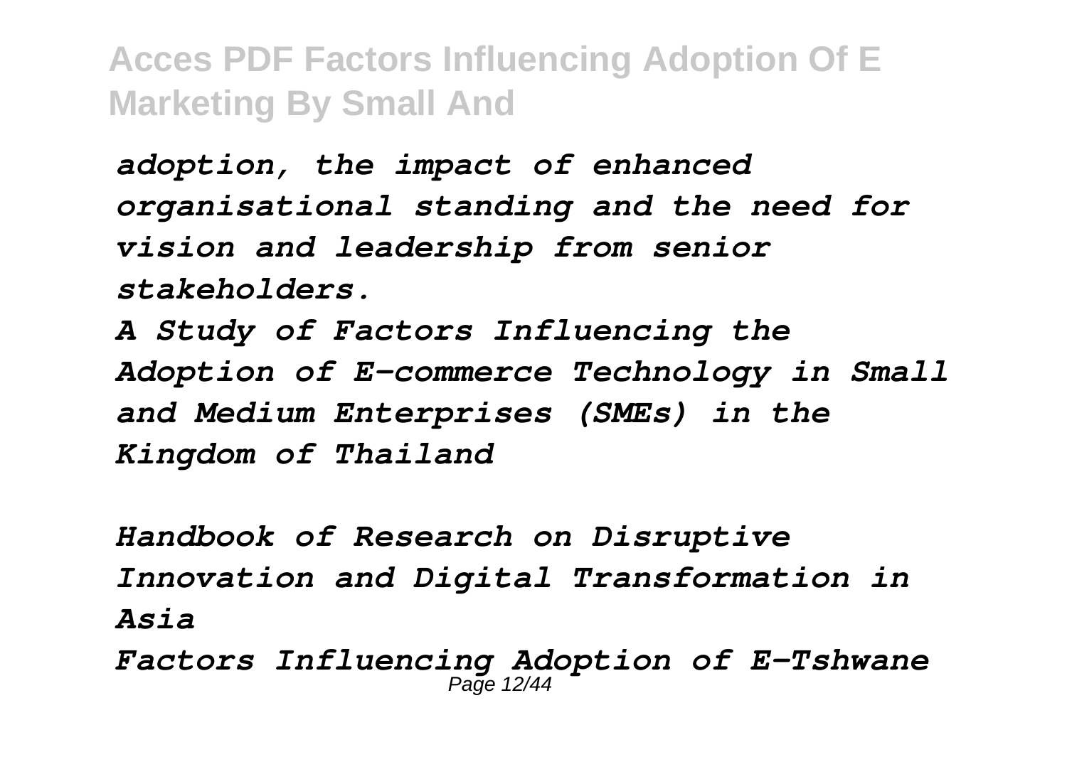*adoption, the impact of enhanced organisational standing and the need for vision and leadership from senior stakeholders.*

*A Study of Factors Influencing the Adoption of E-commerce Technology in Small and Medium Enterprises (SMEs) in the Kingdom of Thailand*

*Handbook of Research on Disruptive Innovation and Digital Transformation in Asia*

*Factors Influencing Adoption of E-Tshwane*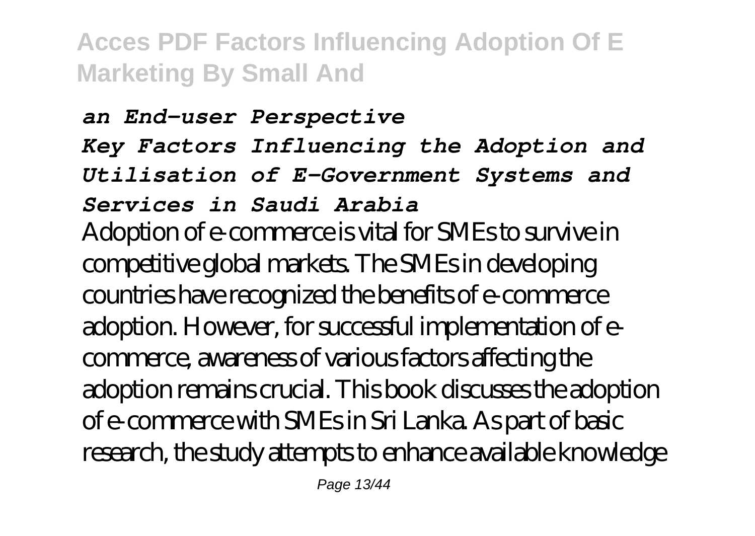*an End-user Perspective*

*Key Factors Influencing the Adoption and Utilisation of E-Government Systems and Services in Saudi Arabia*

Adoption of e-commerce is vital for SMEs to survive in competitive global markets. The SMEs in developing countries have recognized the benefits of e-commerce adoption. However, for successful implementation of e-commerce, awareness of various factors affecting the adoption remains crucial. This book discusses the adoption of e-commerce with SMEs in Sri Lanka. As part of basic research, the study attempts to enhance available knowledge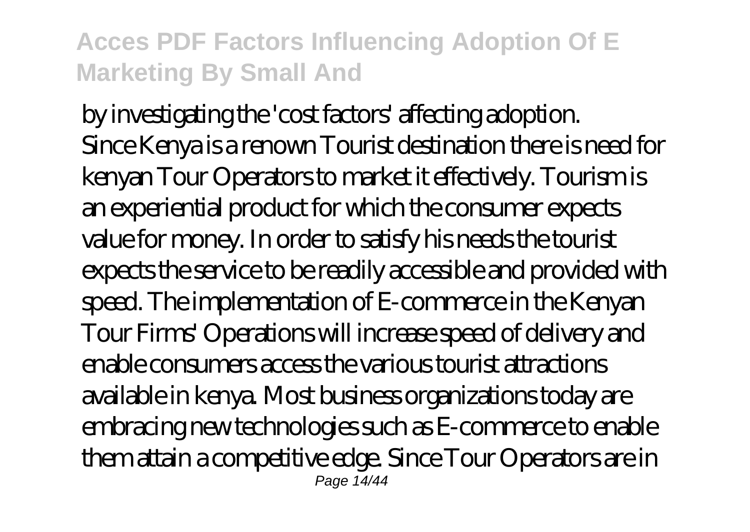by investigating the 'cost factors' affecting adoption. Since Kenya is a renown Tourist destination there is need for kenyan Tour Operators to market it effectively. Tourism is an experiential product for which the consumer expects value for money. In order to satisfy his needs the tourist expects the service to be readily accessible and provided with speed. The implementation of E-commerce in the Kenyan Tour Firms' Operations will increase speed of delivery and enable consumers access the various tourist attractions available in kenya. Most business organizations today are embracing new technologies such as E-commerce to enable them attain a competitive edge. Since Tour Operators are in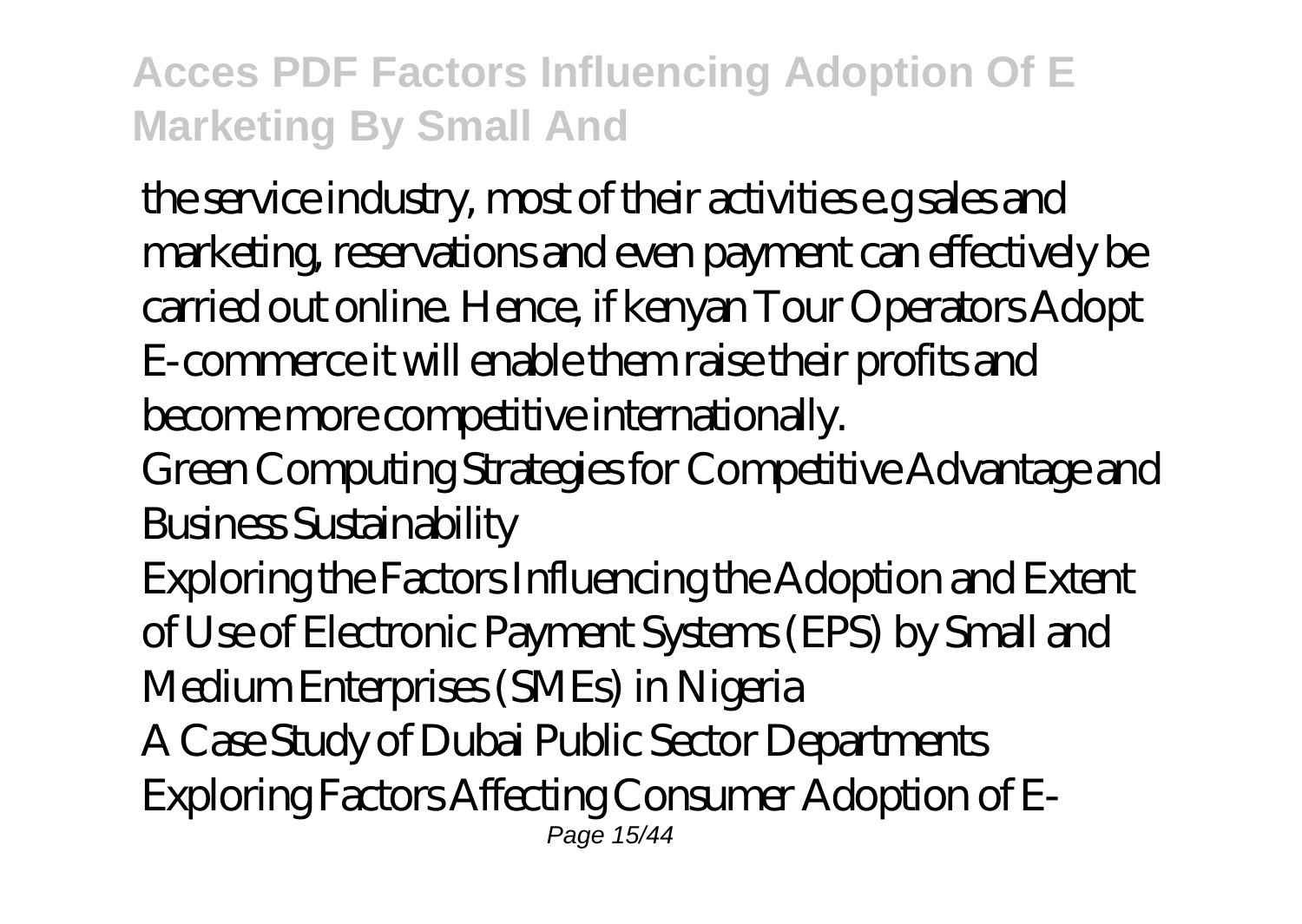the service industry, most of their activities e.g sales and marketing, reservations and even payment can effectively be carried out online. Hence, if kenyan Tour Operators Adopt E-commerce it will enable them raise their profits and become more competitive internationally.

Green Computing Strategies for Competitive Advantage and Business Sustainability

Exploring the Factors Influencing the Adoption and Extent of Use of Electronic Payment Systems (EPS) by Small and Medium Enterprises (SMEs) in Nigeria

A Case Study of Dubai Public Sector Departments

Exploring Factors Affecting Consumer Adoption of E-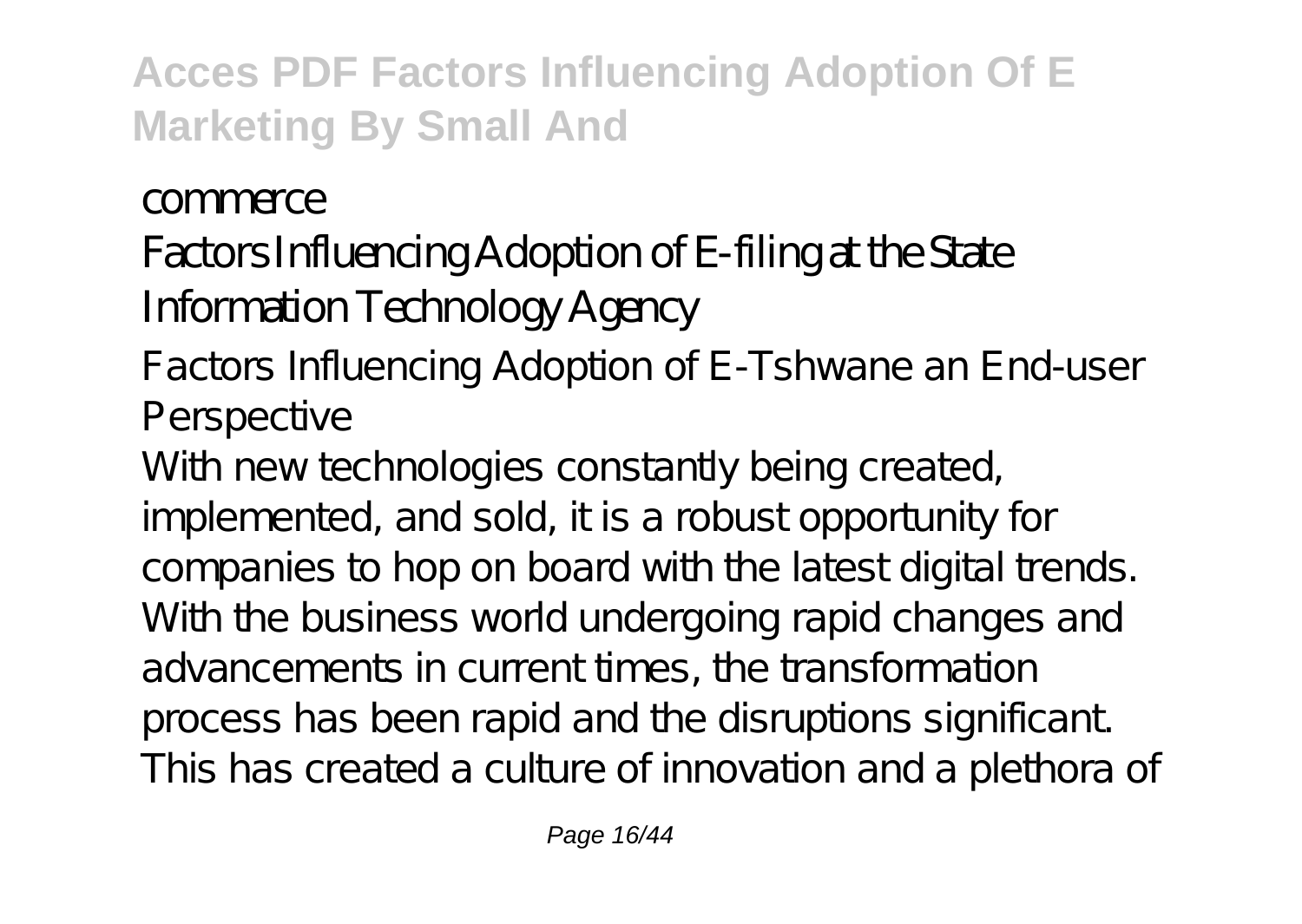commerce

Factors Influencing Adoption of E-filing at the State Information Technology Agency

Factors Influencing Adoption of E-Tshwane an End-user Perspective

With new technologies constantly being created, implemented, and sold, it is a robust opportunity for companies to hop on board with the latest digital trends. With the business world undergoing rapid changes and advancements in current times, the transformation process has been rapid and the disruptions significant. This has created a culture of innovation and a plethora of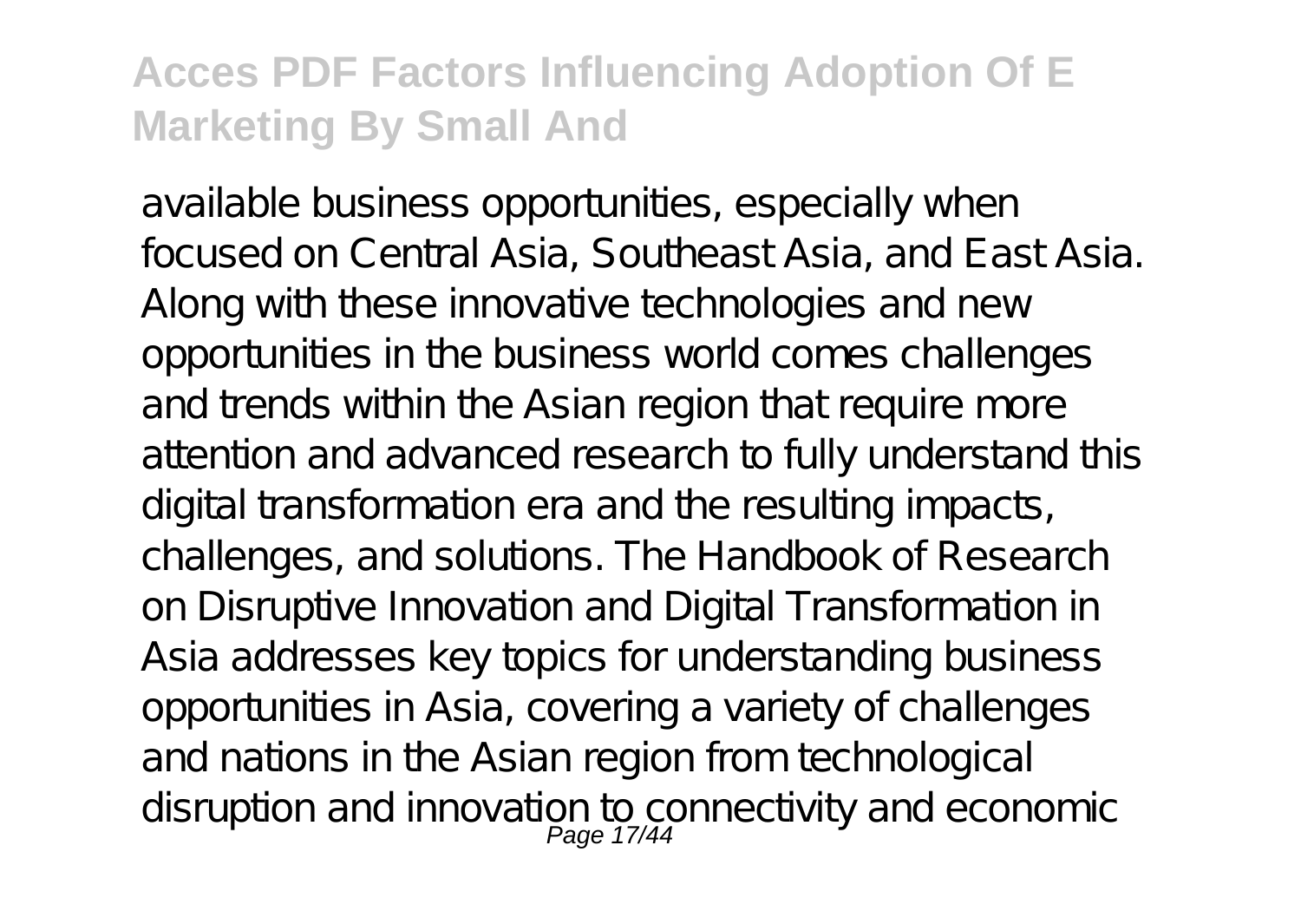available business opportunities, especially when focused on Central Asia, Southeast Asia, and East Asia. Along with these innovative technologies and new opportunities in the business world comes challenges and trends within the Asian region that require more attention and advanced research to fully understand this digital transformation era and the resulting impacts, challenges, and solutions. The Handbook of Research on Disruptive Innovation and Digital Transformation in Asia addresses key topics for understanding business opportunities in Asia, covering a variety of challenges and nations in the Asian region from technological disruption and innovation to connectivity and economic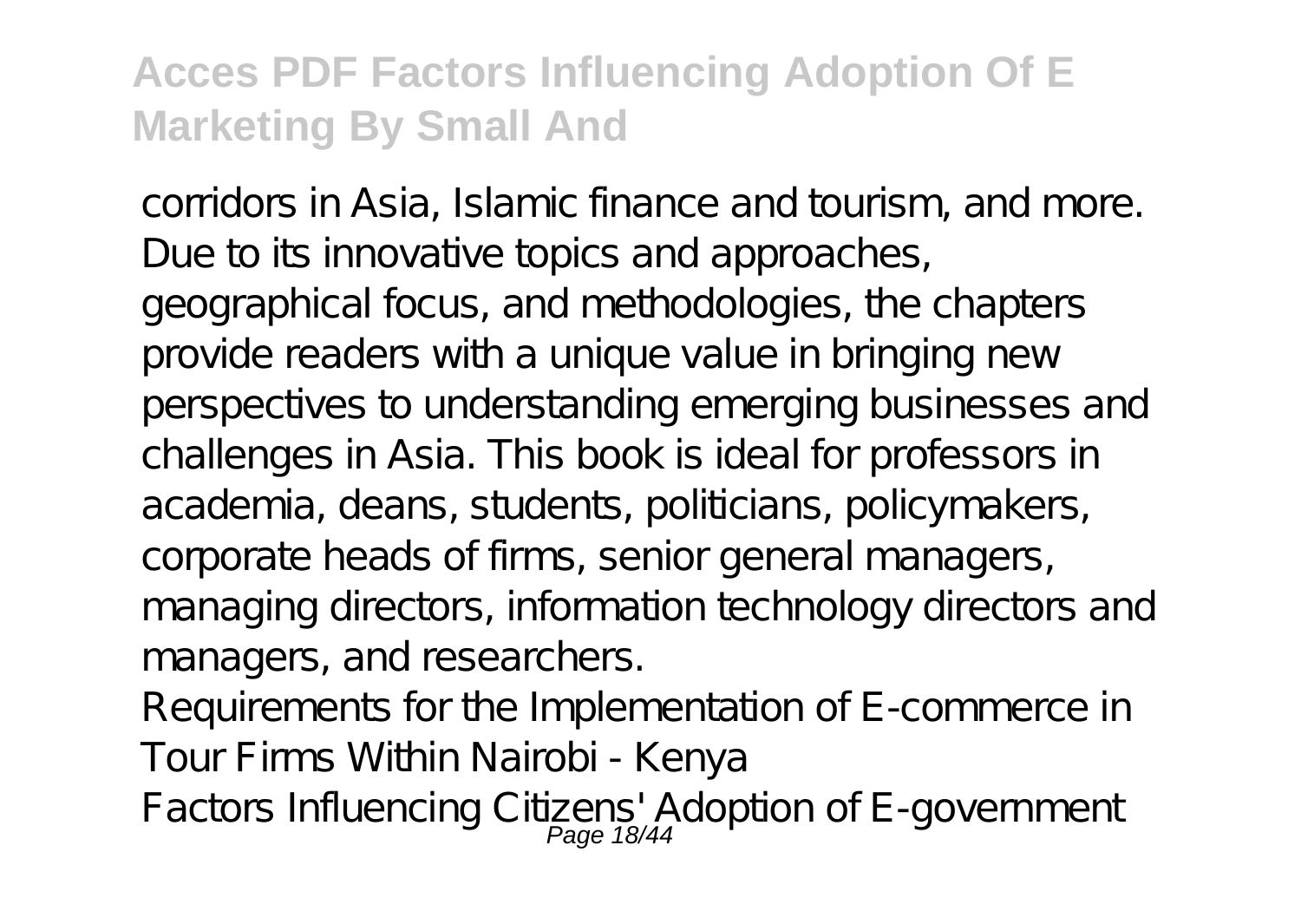corridors in Asia, Islamic finance and tourism, and more. Due to its innovative topics and approaches, geographical focus, and methodologies, the chapters provide readers with a unique value in bringing new perspectives to understanding emerging businesses and challenges in Asia. This book is ideal for professors in academia, deans, students, politicians, policymakers, corporate heads of firms, senior general managers, managing directors, information technology directors and managers, and researchers.

Requirements for the Implementation of E-commerce in Tour Firms Within Nairobi - Kenya

Factors Influencing Citizens' Adoption of E-government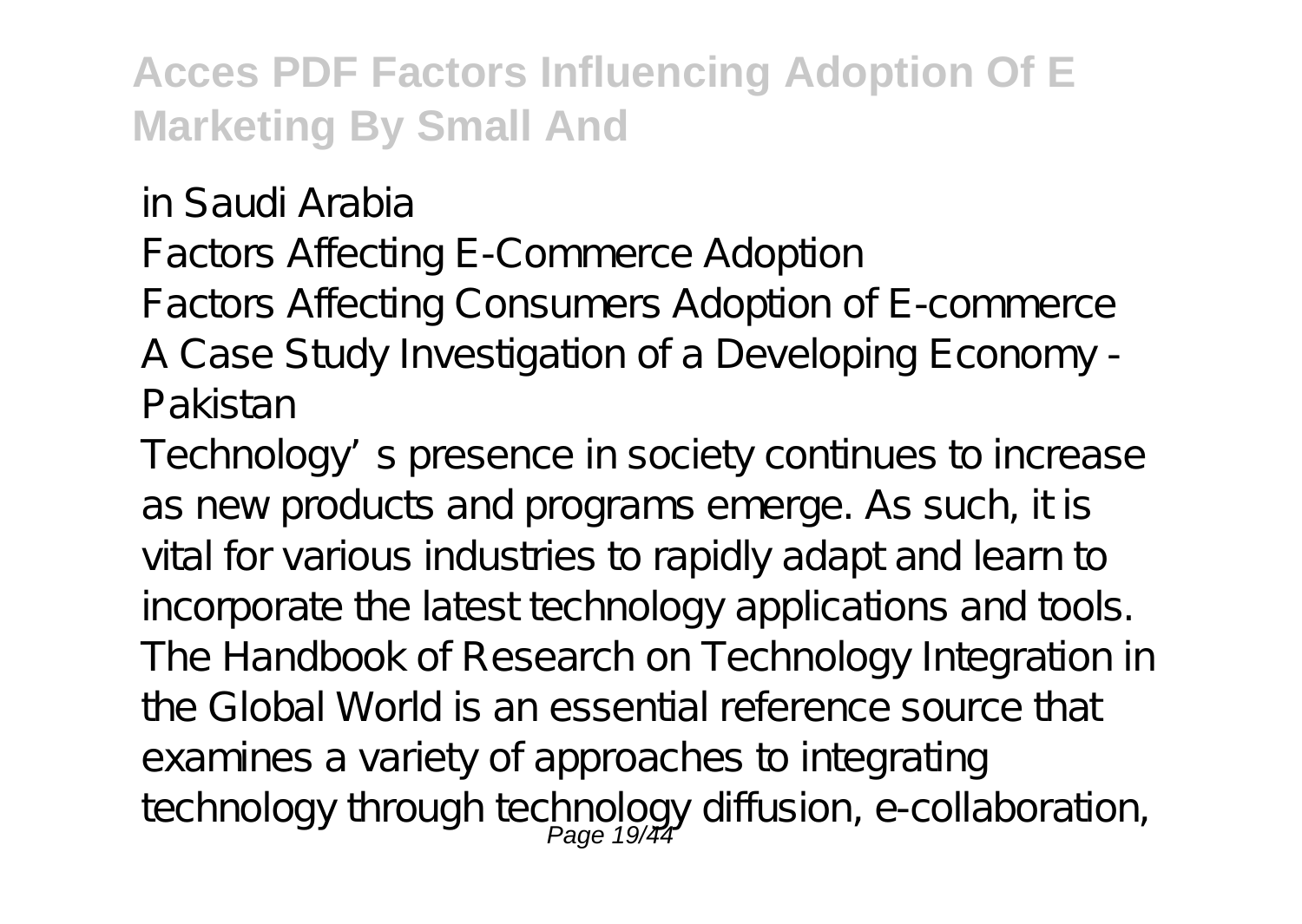in Saudi Arabia
Factors Affecting E-Commerce Adoption
Factors Affecting Consumers Adoption of E-commerce
A Case Study Investigation of a Developing Economy - Pakistan

Technology's presence in society continues to increase as new products and programs emerge. As such, it is vital for various industries to rapidly adapt and learn to incorporate the latest technology applications and tools. The Handbook of Research on Technology Integration in the Global World is an essential reference source that examines a variety of approaches to integrating technology through technology diffusion, e-collaboration,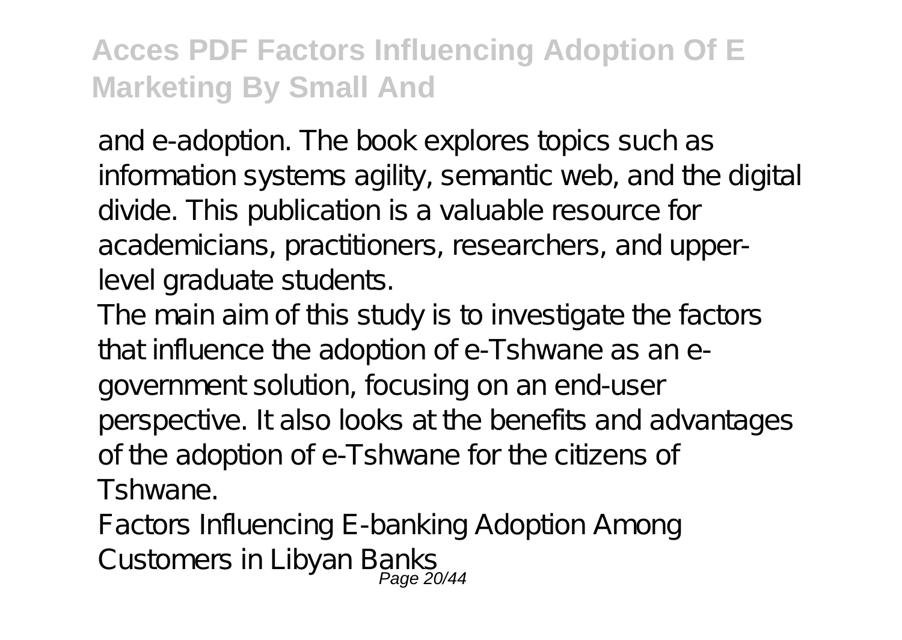and e-adoption. The book explores topics such as information systems agility, semantic web, and the digital divide. This publication is a valuable resource for academicians, practitioners, researchers, and upper-level graduate students.

The main aim of this study is to investigate the factors that influence the adoption of e-Tshwane as an e-government solution, focusing on an end-user perspective. It also looks at the benefits and advantages of the adoption of e-Tshwane for the citizens of Tshwane.

Factors Influencing E-banking Adoption Among Customers in Libyan Banks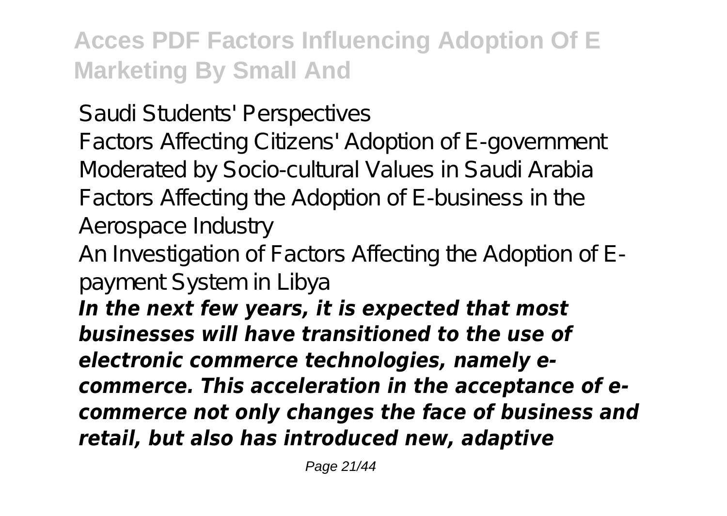Saudi Students' Perspectives

Factors Affecting Citizens' Adoption of E-government Moderated by Socio-cultural Values in Saudi Arabia

Factors Affecting the Adoption of E-business in the Aerospace Industry

An Investigation of Factors Affecting the Adoption of E-payment System in Libya

***In the next few years, it is expected that most businesses will have transitioned to the use of electronic commerce technologies, namely e-commerce. This acceleration in the acceptance of e-commerce not only changes the face of business and retail, but also has introduced new, adaptive***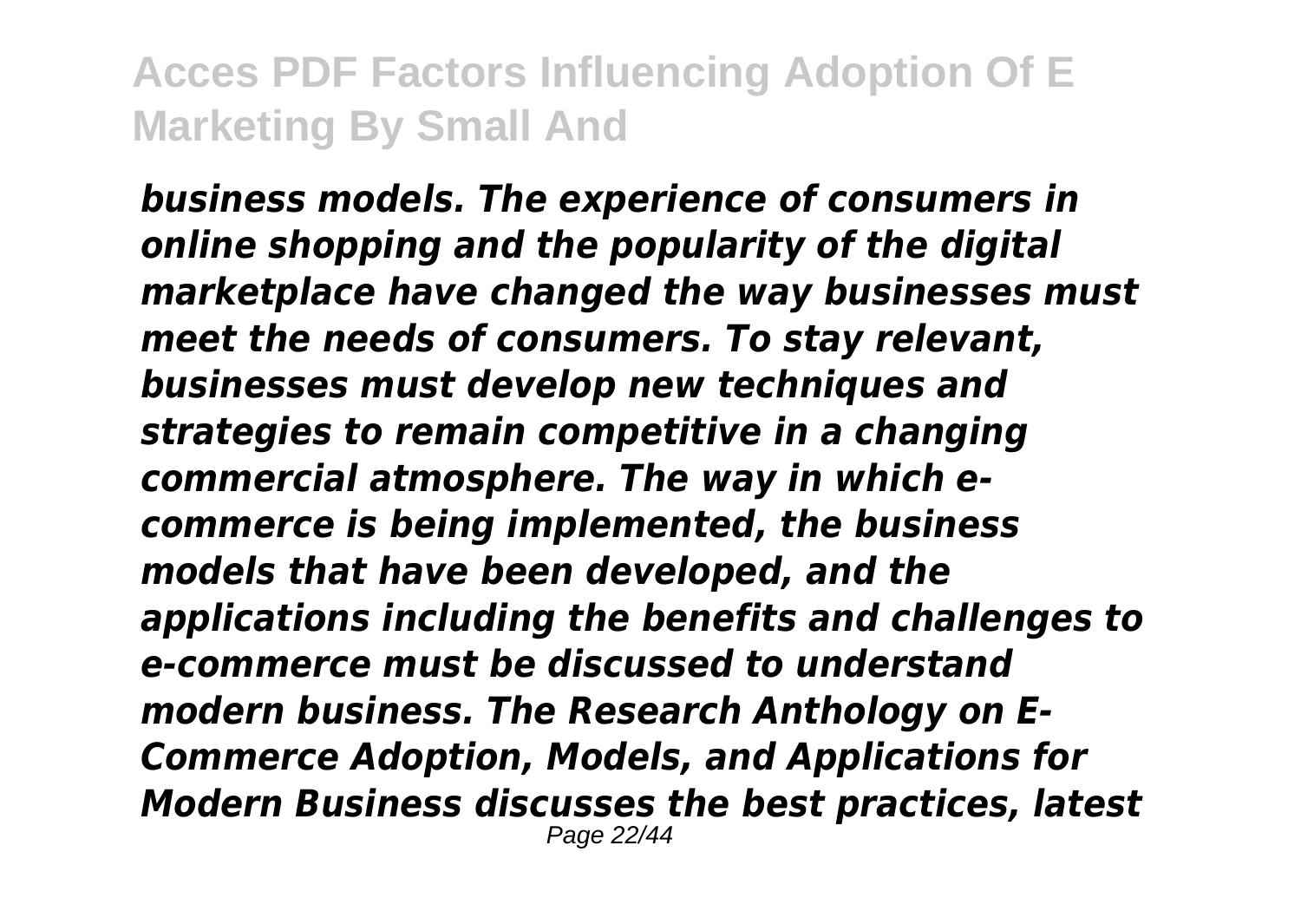*business models. The experience of consumers in online shopping and the popularity of the digital marketplace have changed the way businesses must meet the needs of consumers. To stay relevant, businesses must develop new techniques and strategies to remain competitive in a changing commercial atmosphere. The way in which e-commerce is being implemented, the business models that have been developed, and the applications including the benefits and challenges to e-commerce must be discussed to understand modern business. The Research Anthology on E-Commerce Adoption, Models, and Applications for Modern Business discusses the best practices, latest*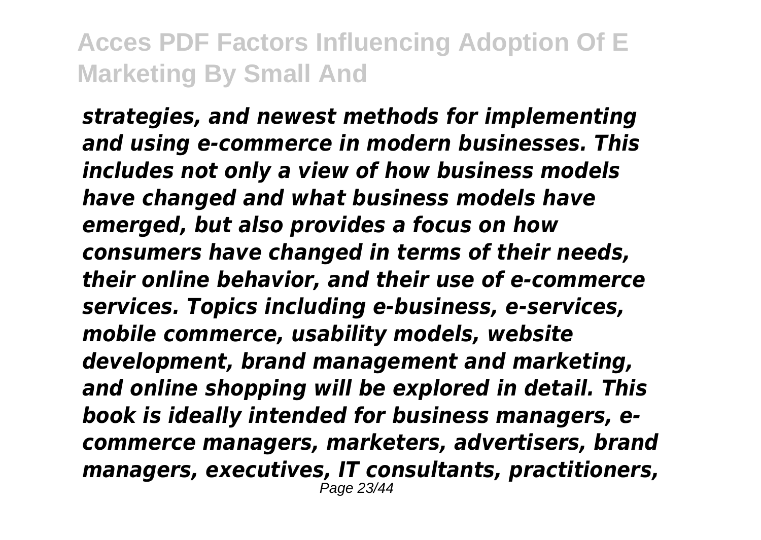*strategies, and newest methods for implementing and using e-commerce in modern businesses. This includes not only a view of how business models have changed and what business models have emerged, but also provides a focus on how consumers have changed in terms of their needs, their online behavior, and their use of e-commerce services. Topics including e-business, e-services, mobile commerce, usability models, website development, brand management and marketing, and online shopping will be explored in detail. This book is ideally intended for business managers, e-commerce managers, marketers, advertisers, brand managers, executives, IT consultants, practitioners,*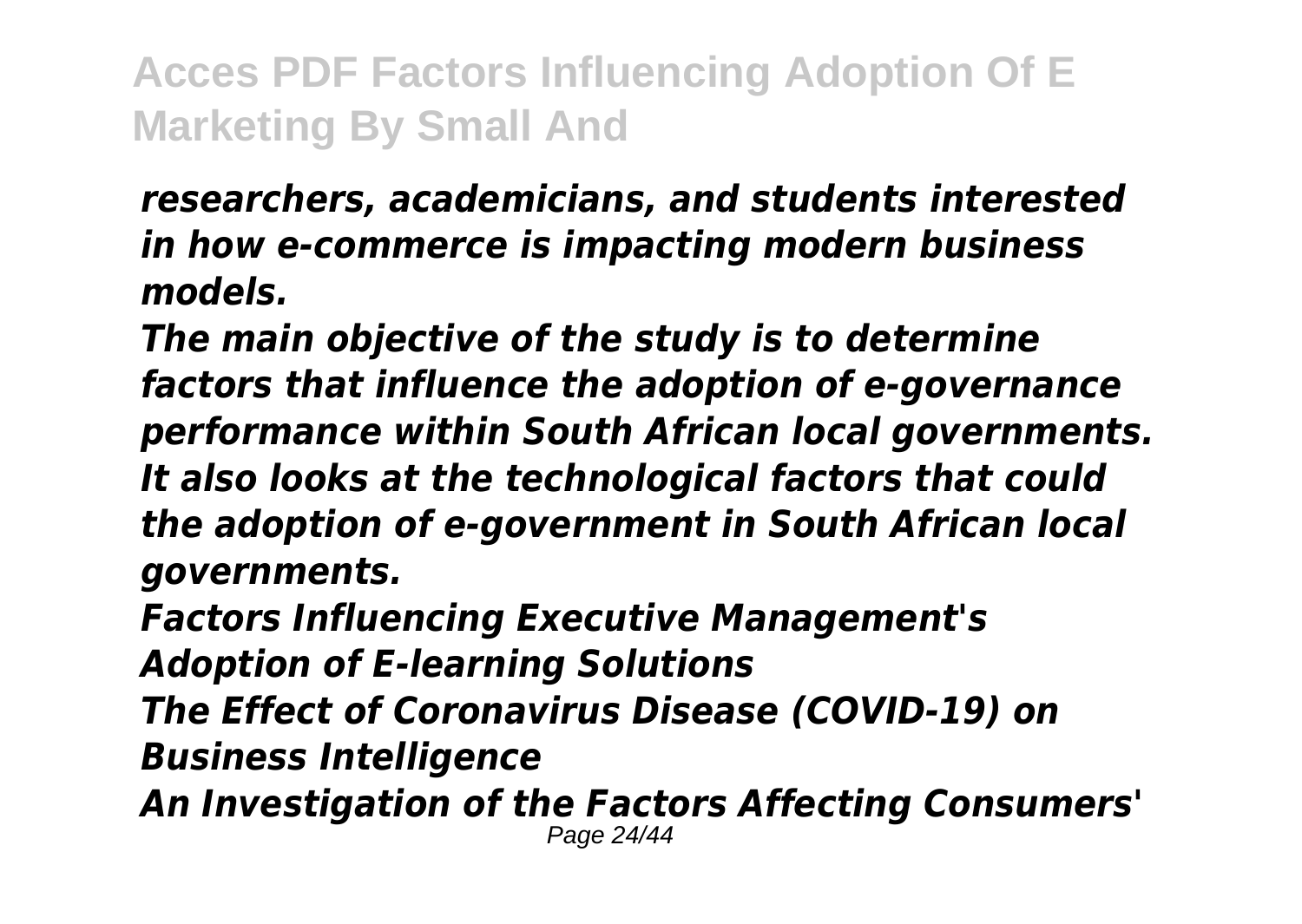*researchers, academicians, and students interested in how e-commerce is impacting modern business models.*

*The main objective of the study is to determine factors that influence the adoption of e-governance performance within South African local governments. It also looks at the technological factors that could the adoption of e-government in South African local governments.*

*Factors Influencing Executive Management's Adoption of E-learning Solutions*

*The Effect of Coronavirus Disease (COVID-19) on Business Intelligence*

*An Investigation of the Factors Affecting Consumers'*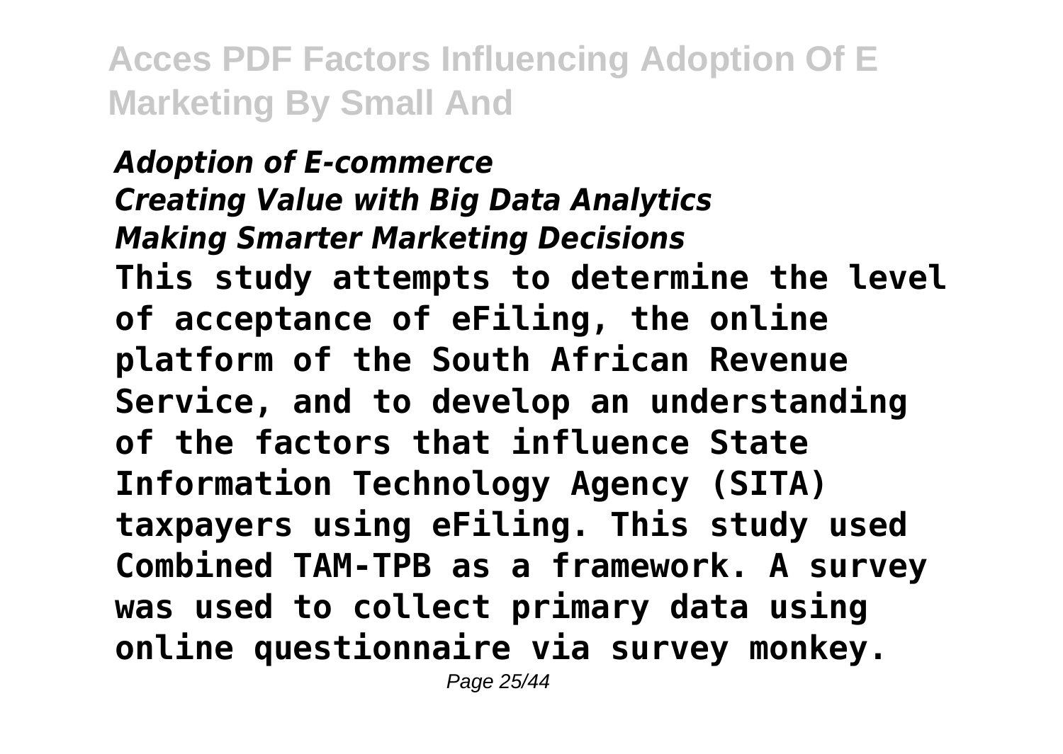*Adoption of E-commerce*
*Creating Value with Big Data Analytics*
*Making Smarter Marketing Decisions*
**This study attempts to determine the level of acceptance of eFiling, the online platform of the South African Revenue Service, and to develop an understanding of the factors that influence State Information Technology Agency (SITA) taxpayers using eFiling. This study used Combined TAM-TPB as a framework. A survey was used to collect primary data using online questionnaire via survey monkey.**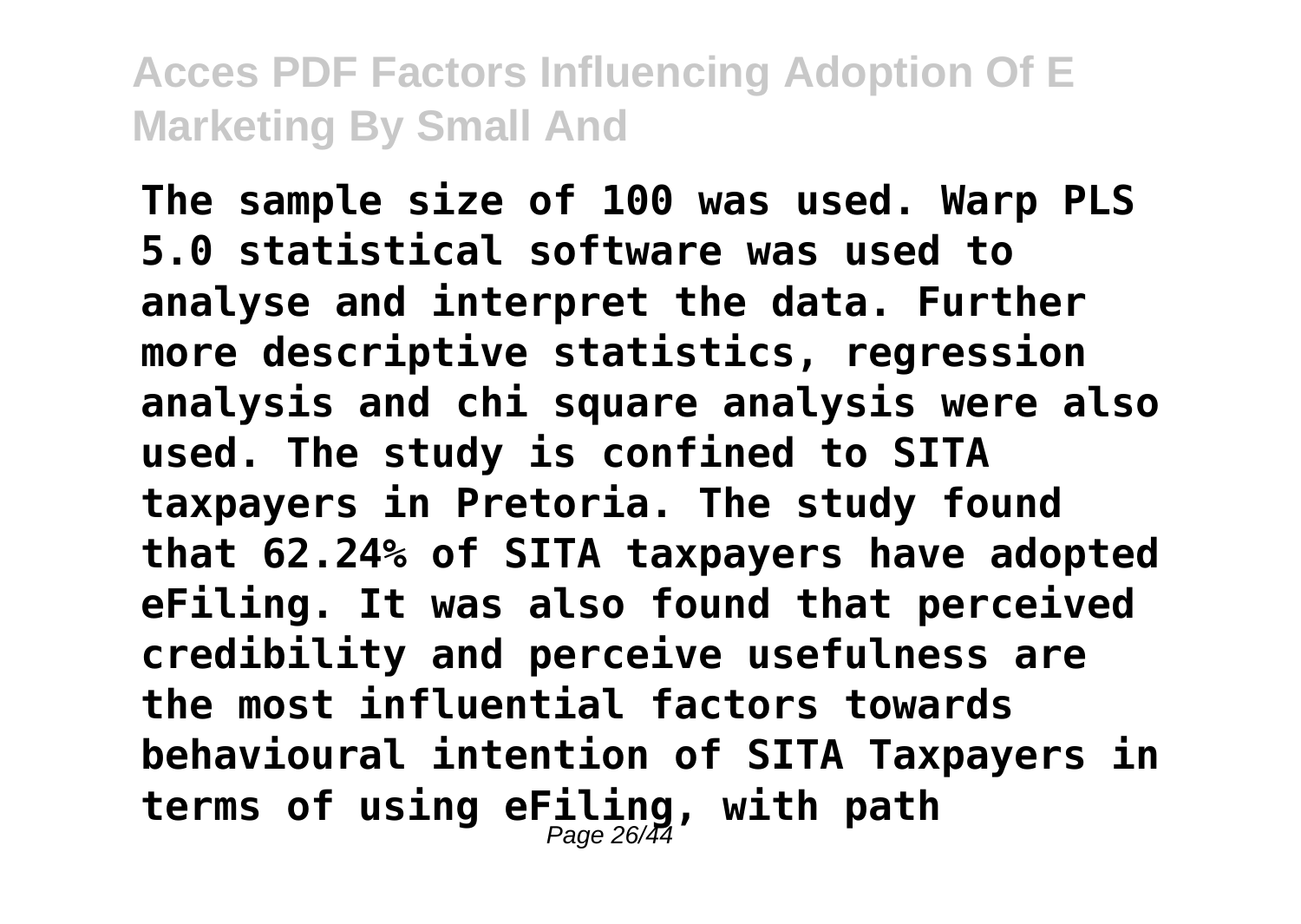**The sample size of 100 was used. Warp PLS 5.0 statistical software was used to analyse and interpret the data. Further more descriptive statistics, regression analysis and chi square analysis were also used. The study is confined to SITA taxpayers in Pretoria. The study found that 62.24% of SITA taxpayers have adopted eFiling. It was also found that perceived credibility and perceive usefulness are the most influential factors towards behavioural intention of SITA Taxpayers in terms of using eFiling, with path**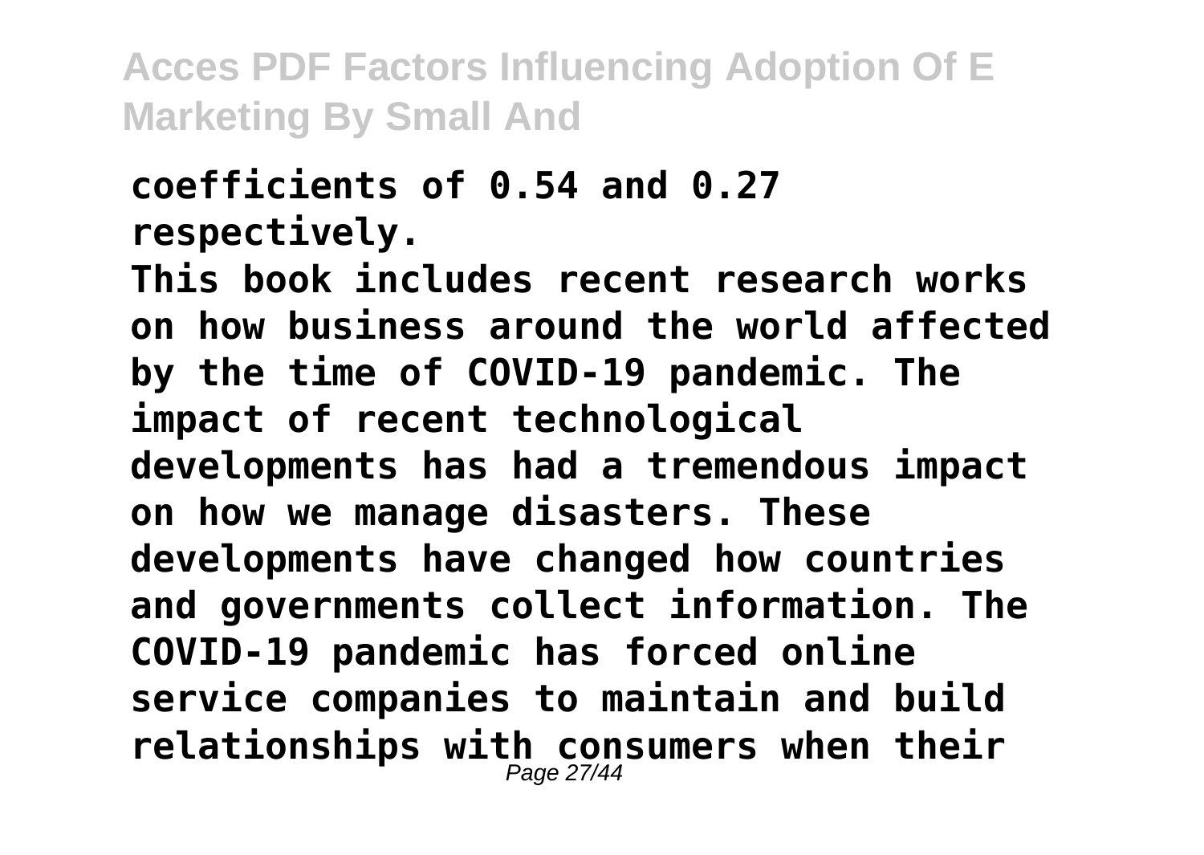**coefficients of 0.54 and 0.27 respectively.**

**This book includes recent research works on how business around the world affected by the time of COVID-19 pandemic. The impact of recent technological developments has had a tremendous impact on how we manage disasters. These developments have changed how countries and governments collect information. The COVID-19 pandemic has forced online service companies to maintain and build relationships with consumers when their**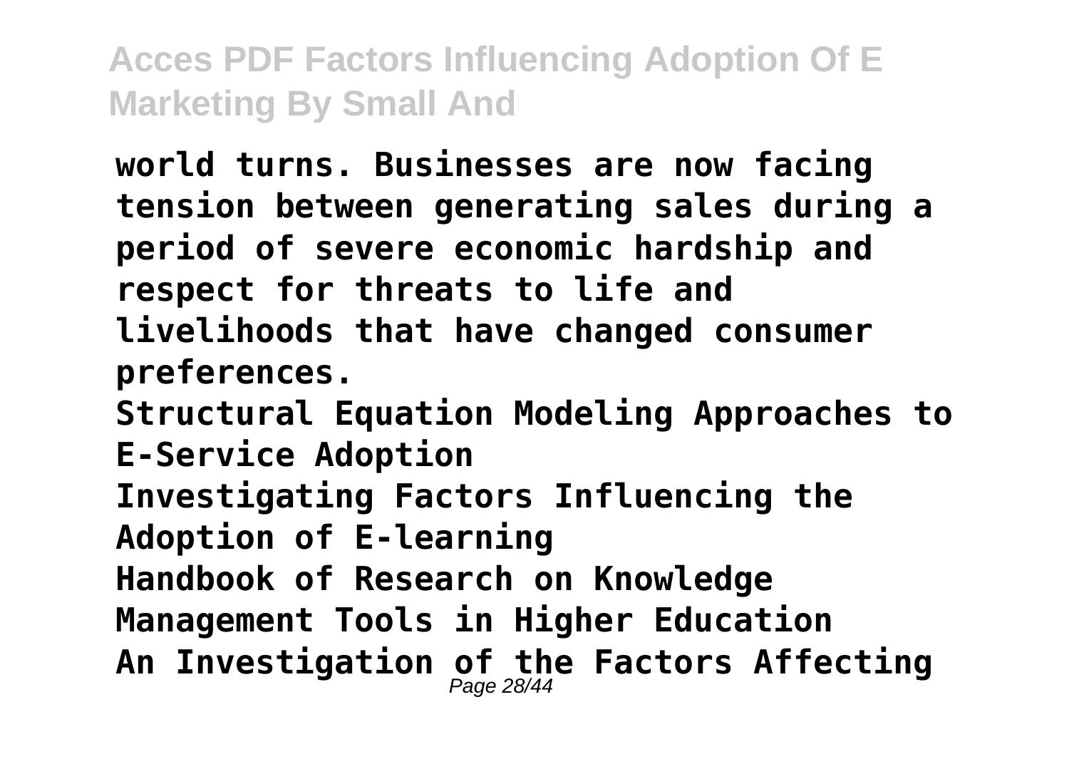**world turns. Businesses are now facing tension between generating sales during a period of severe economic hardship and respect for threats to life and livelihoods that have changed consumer preferences.**

**Structural Equation Modeling Approaches to E-Service Adoption**

**Investigating Factors Influencing the Adoption of E-learning**

**Handbook of Research on Knowledge Management Tools in Higher Education**

**An Investigation of the Factors Affecting**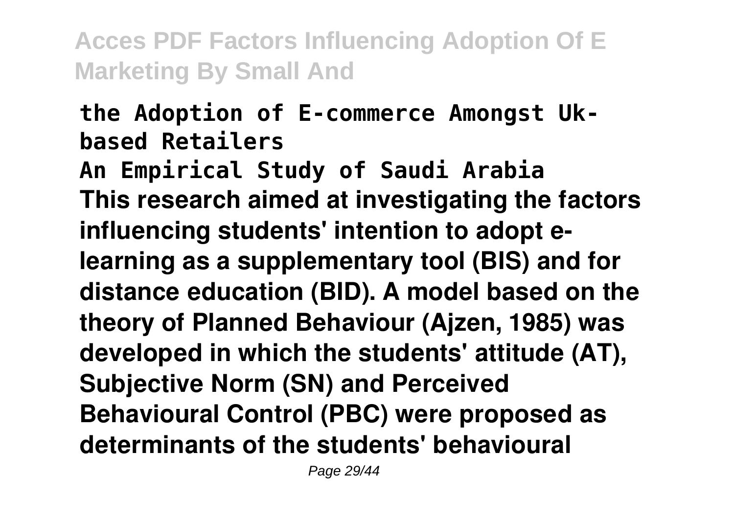**the Adoption of E-commerce Amongst Uk-based Retailers**

**An Empirical Study of Saudi Arabia**

**This research aimed at investigating the factors influencing students' intention to adopt e-learning as a supplementary tool (BIS) and for distance education (BID). A model based on the theory of Planned Behaviour (Ajzen, 1985) was developed in which the students' attitude (AT), Subjective Norm (SN) and Perceived Behavioural Control (PBC) were proposed as determinants of the students' behavioural**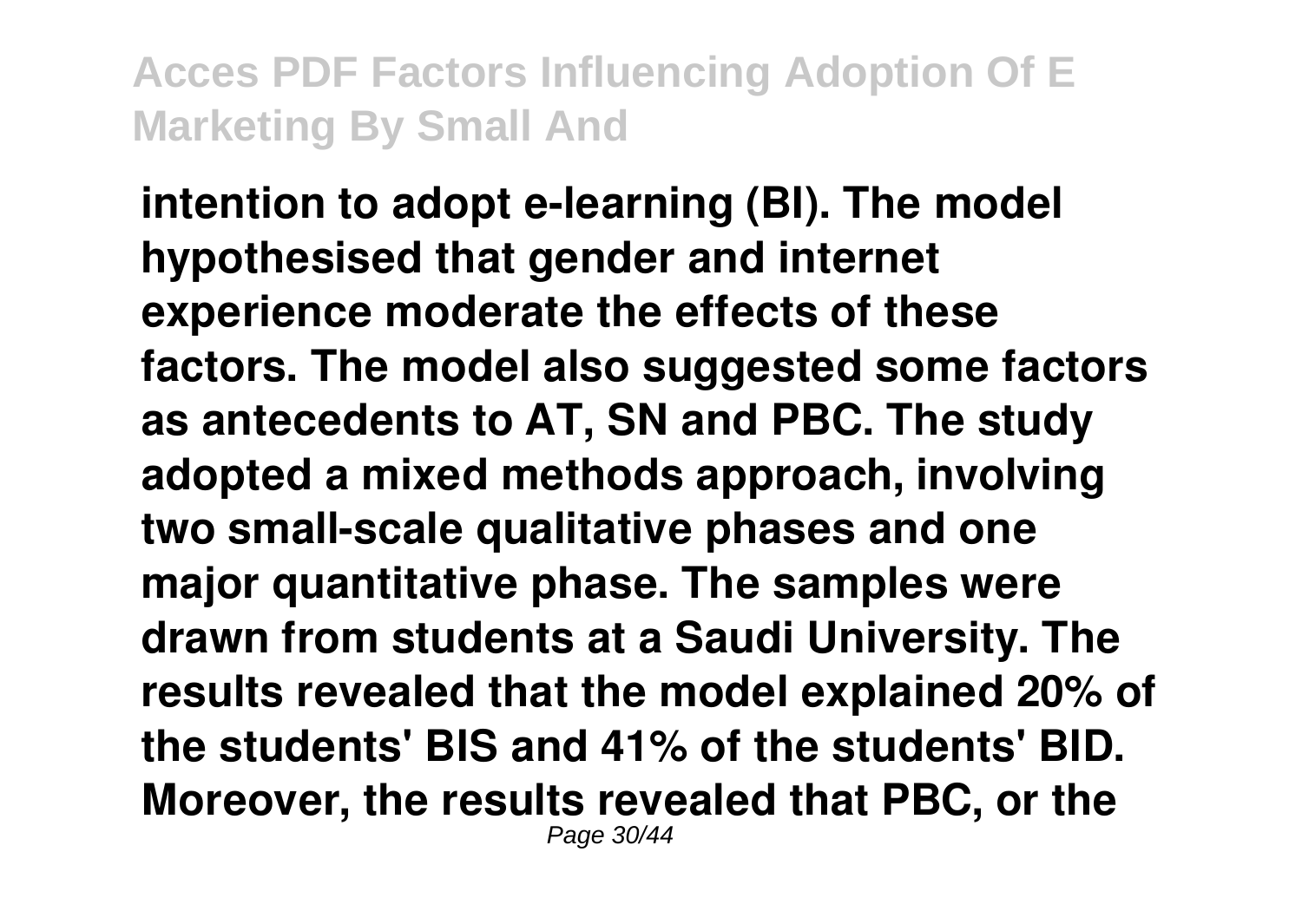**intention to adopt e-learning (BI). The model hypothesised that gender and internet experience moderate the effects of these factors. The model also suggested some factors as antecedents to AT, SN and PBC. The study adopted a mixed methods approach, involving two small-scale qualitative phases and one major quantitative phase. The samples were drawn from students at a Saudi University. The results revealed that the model explained 20% of the students' BIS and 41% of the students' BID. Moreover, the results revealed that PBC, or the**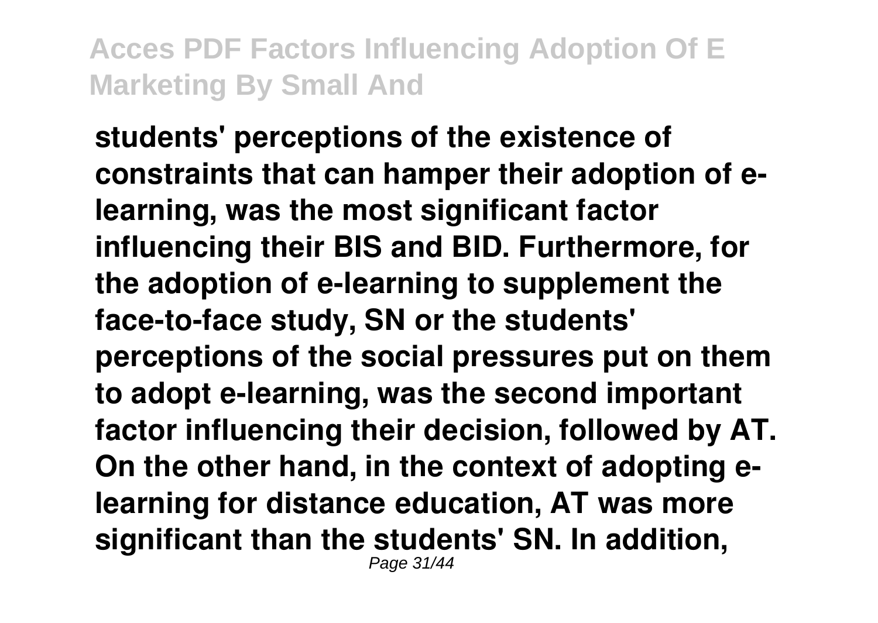students' perceptions of the existence of constraints that can hamper their adoption of e-learning, was the most significant factor influencing their BIS and BID. Furthermore, for the adoption of e-learning to supplement the face-to-face study, SN or the students' perceptions of the social pressures put on them to adopt e-learning, was the second important factor influencing their decision, followed by AT. On the other hand, in the context of adopting e-learning for distance education, AT was more significant than the students' SN. In addition,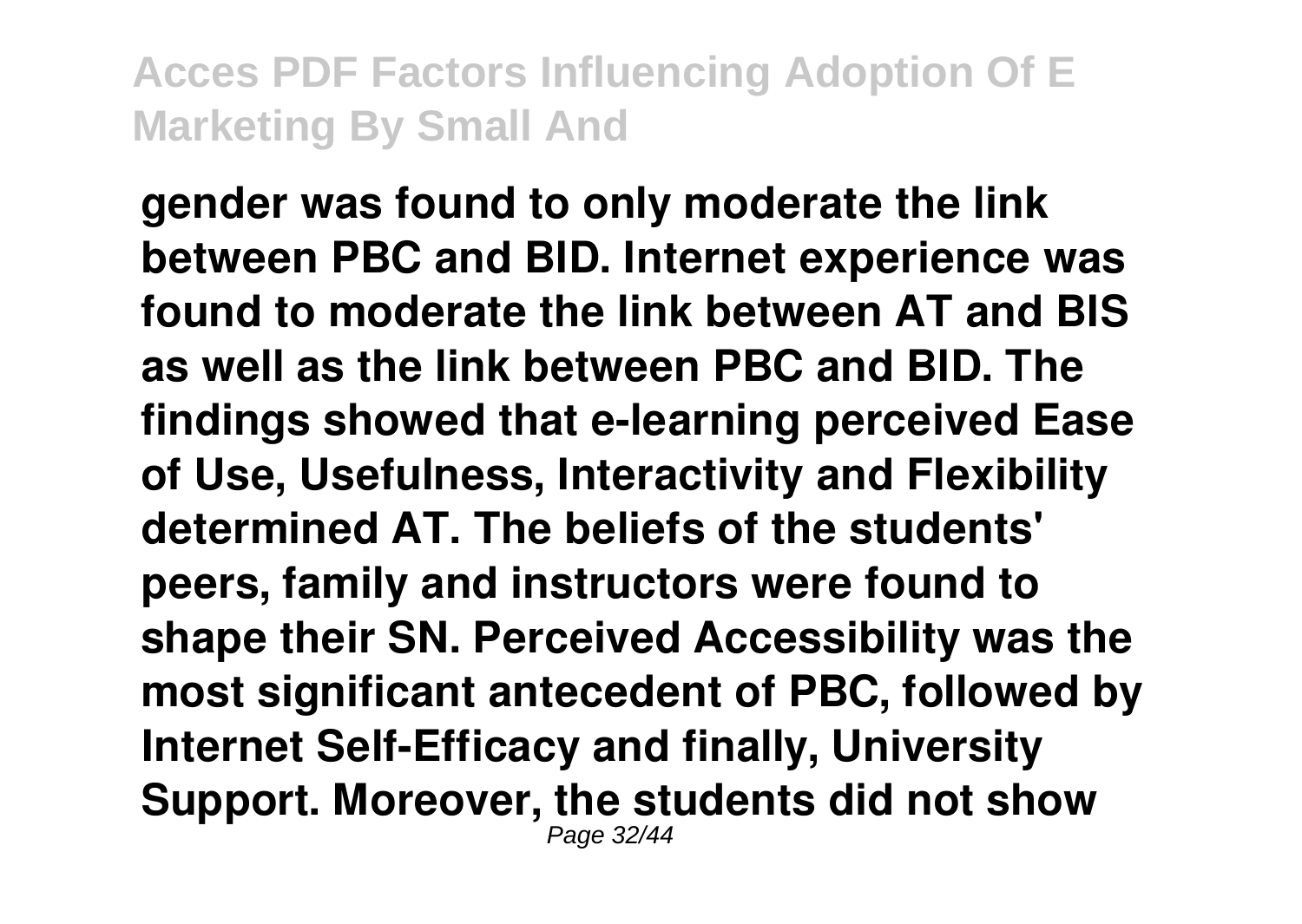gender was found to only moderate the link between PBC and BID. Internet experience was found to moderate the link between AT and BIS as well as the link between PBC and BID. The findings showed that e-learning perceived Ease of Use, Usefulness, Interactivity and Flexibility determined AT. The beliefs of the students' peers, family and instructors were found to shape their SN. Perceived Accessibility was the most significant antecedent of PBC, followed by Internet Self-Efficacy and finally, University Support. Moreover, the students did not show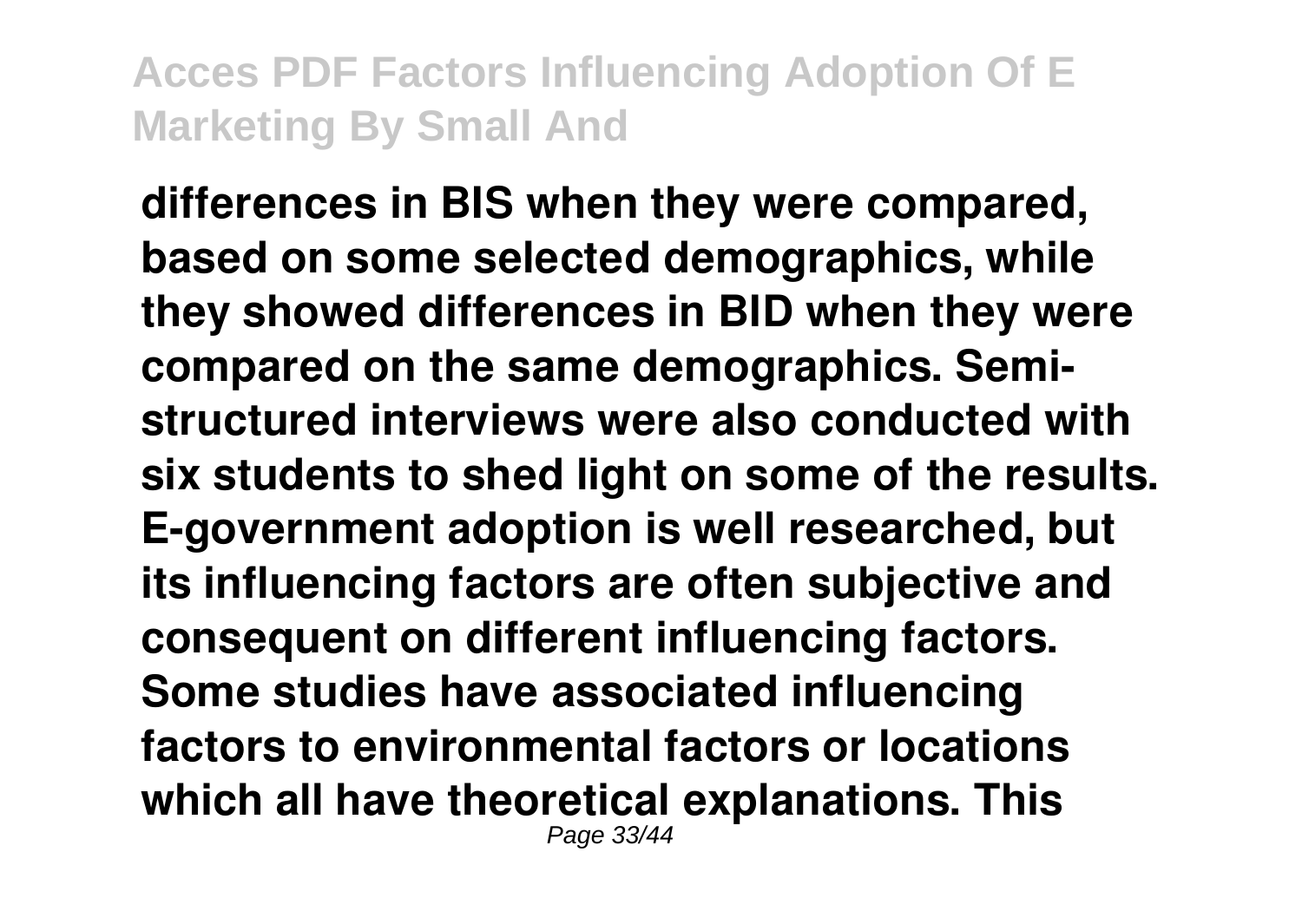**differences in BIS when they were compared, based on some selected demographics, while they showed differences in BID when they were compared on the same demographics. Semi-structured interviews were also conducted with six students to shed light on some of the results. E-government adoption is well researched, but its influencing factors are often subjective and consequent on different influencing factors. Some studies have associated influencing factors to environmental factors or locations which all have theoretical explanations. This**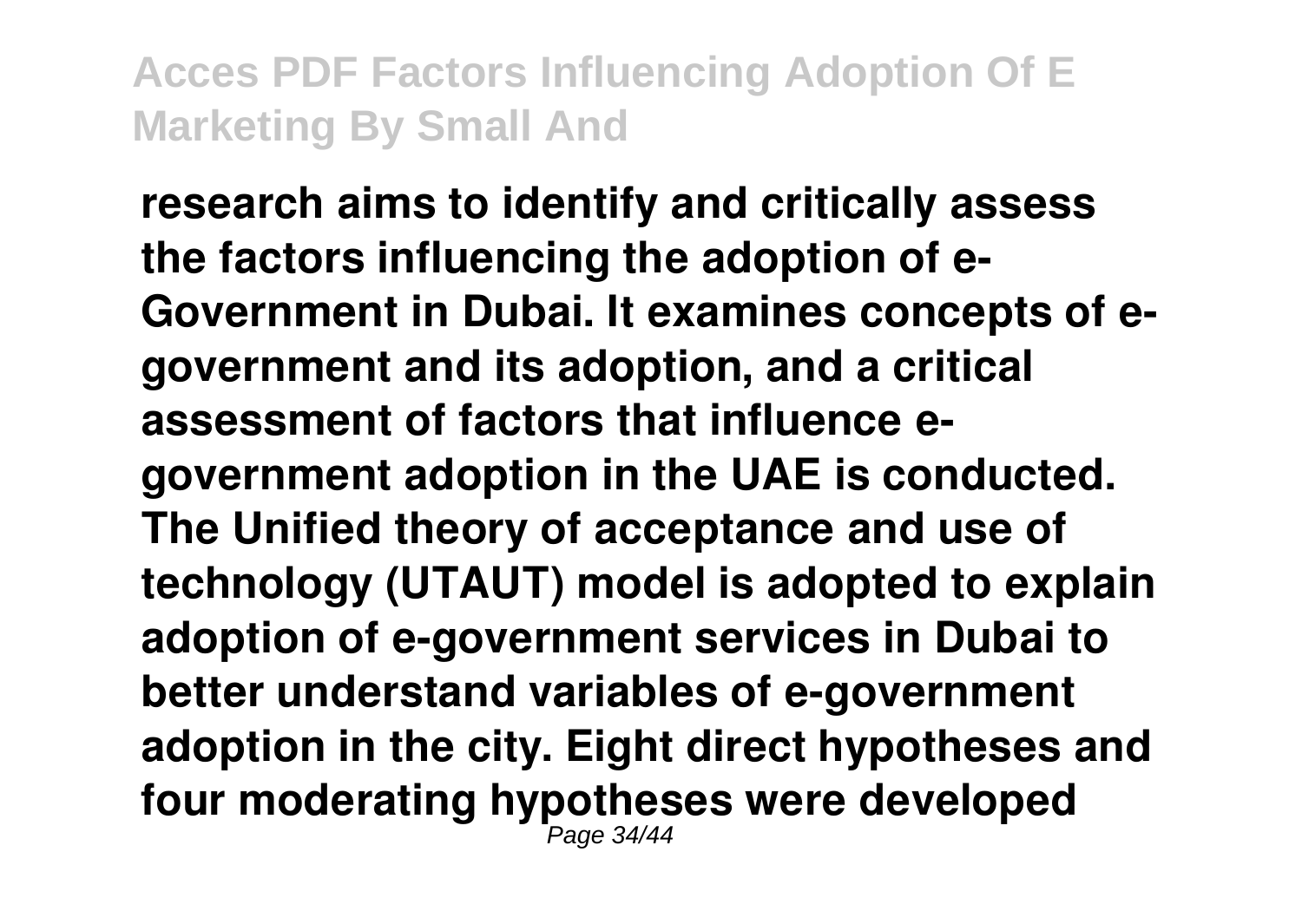**research aims to identify and critically assess the factors influencing the adoption of e-Government in Dubai. It examines concepts of e-government and its adoption, and a critical assessment of factors that influence e-government adoption in the UAE is conducted. The Unified theory of acceptance and use of technology (UTAUT) model is adopted to explain adoption of e-government services in Dubai to better understand variables of e-government adoption in the city. Eight direct hypotheses and four moderating hypotheses were developed**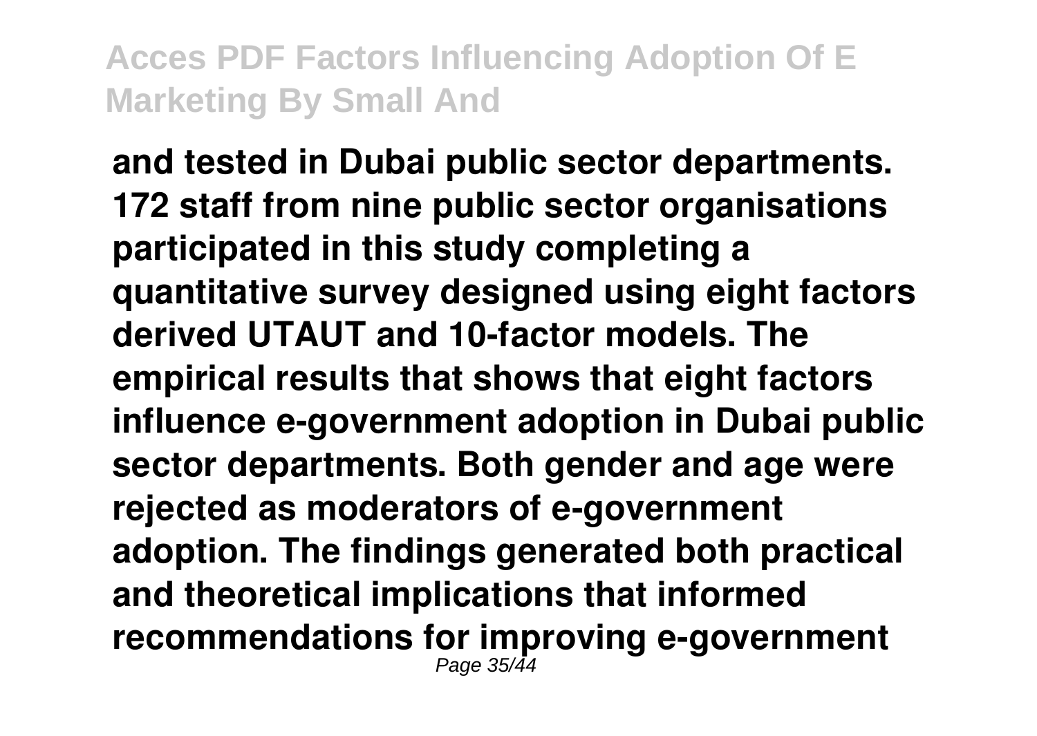**and tested in Dubai public sector departments. 172 staff from nine public sector organisations participated in this study completing a quantitative survey designed using eight factors derived UTAUT and 10-factor models. The empirical results that shows that eight factors influence e-government adoption in Dubai public sector departments. Both gender and age were rejected as moderators of e-government adoption. The findings generated both practical and theoretical implications that informed recommendations for improving e-government**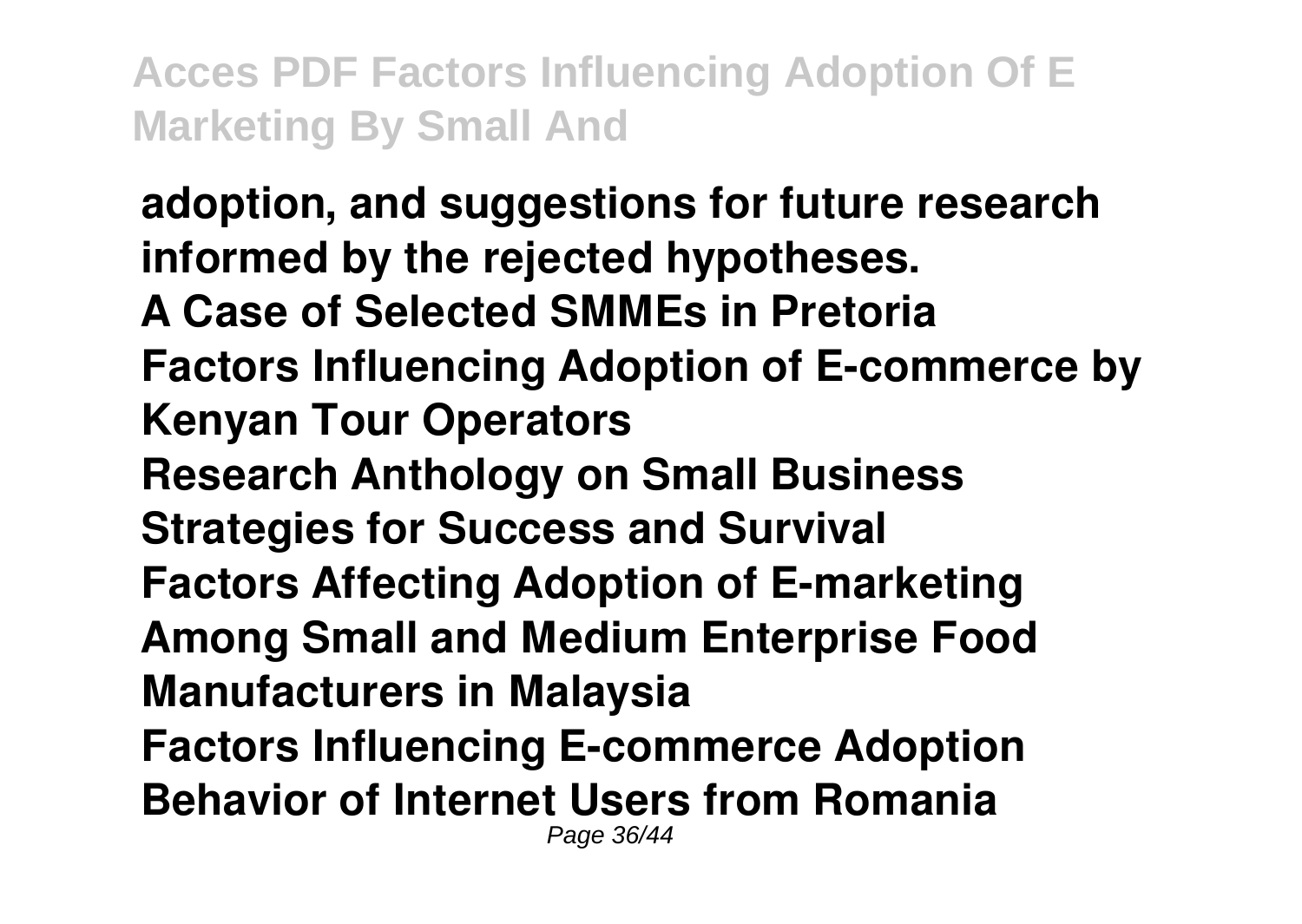**adoption, and suggestions for future research informed by the rejected hypotheses.**

**A Case of Selected SMMEs in Pretoria**

**Factors Influencing Adoption of E-commerce by Kenyan Tour Operators**

**Research Anthology on Small Business Strategies for Success and Survival**

**Factors Affecting Adoption of E-marketing Among Small and Medium Enterprise Food Manufacturers in Malaysia**

**Factors Influencing E-commerce Adoption Behavior of Internet Users from Romania**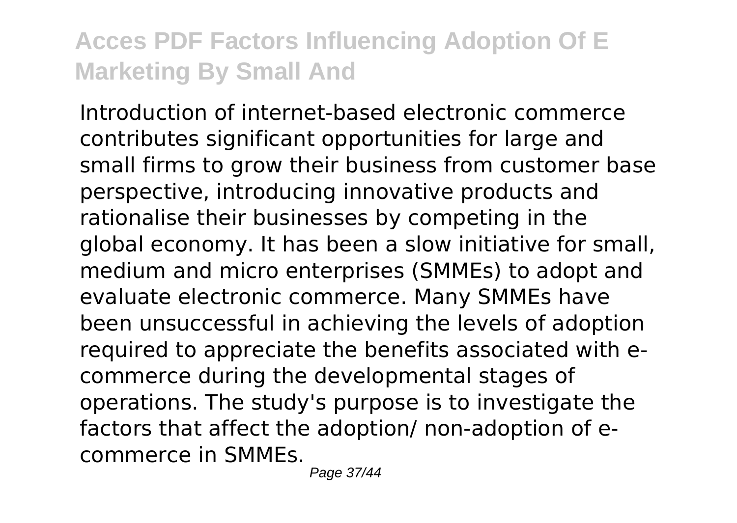Introduction of internet-based electronic commerce contributes significant opportunities for large and small firms to grow their business from customer base perspective, introducing innovative products and rationalise their businesses by competing in the global economy. It has been a slow initiative for small, medium and micro enterprises (SMMEs) to adopt and evaluate electronic commerce. Many SMMEs have been unsuccessful in achieving the levels of adoption required to appreciate the benefits associated with e-commerce during the developmental stages of operations. The study's purpose is to investigate the factors that affect the adoption/ non-adoption of e-commerce in SMMEs.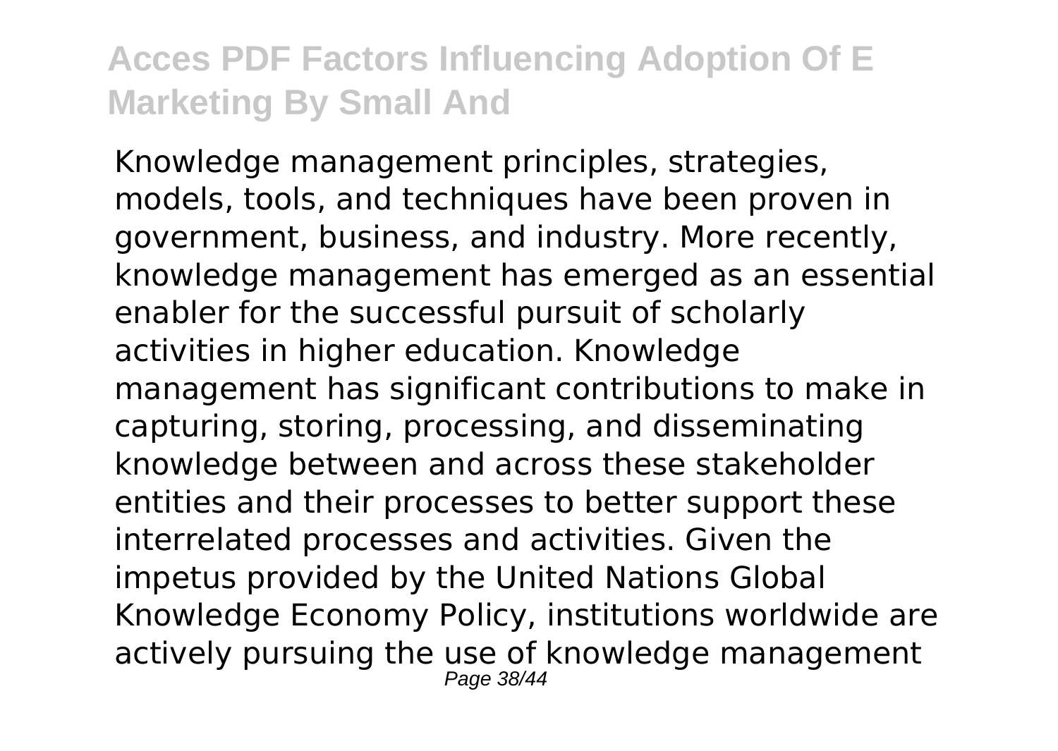Knowledge management principles, strategies, models, tools, and techniques have been proven in government, business, and industry. More recently, knowledge management has emerged as an essential enabler for the successful pursuit of scholarly activities in higher education. Knowledge management has significant contributions to make in capturing, storing, processing, and disseminating knowledge between and across these stakeholder entities and their processes to better support these interrelated processes and activities. Given the impetus provided by the United Nations Global Knowledge Economy Policy, institutions worldwide are actively pursuing the use of knowledge management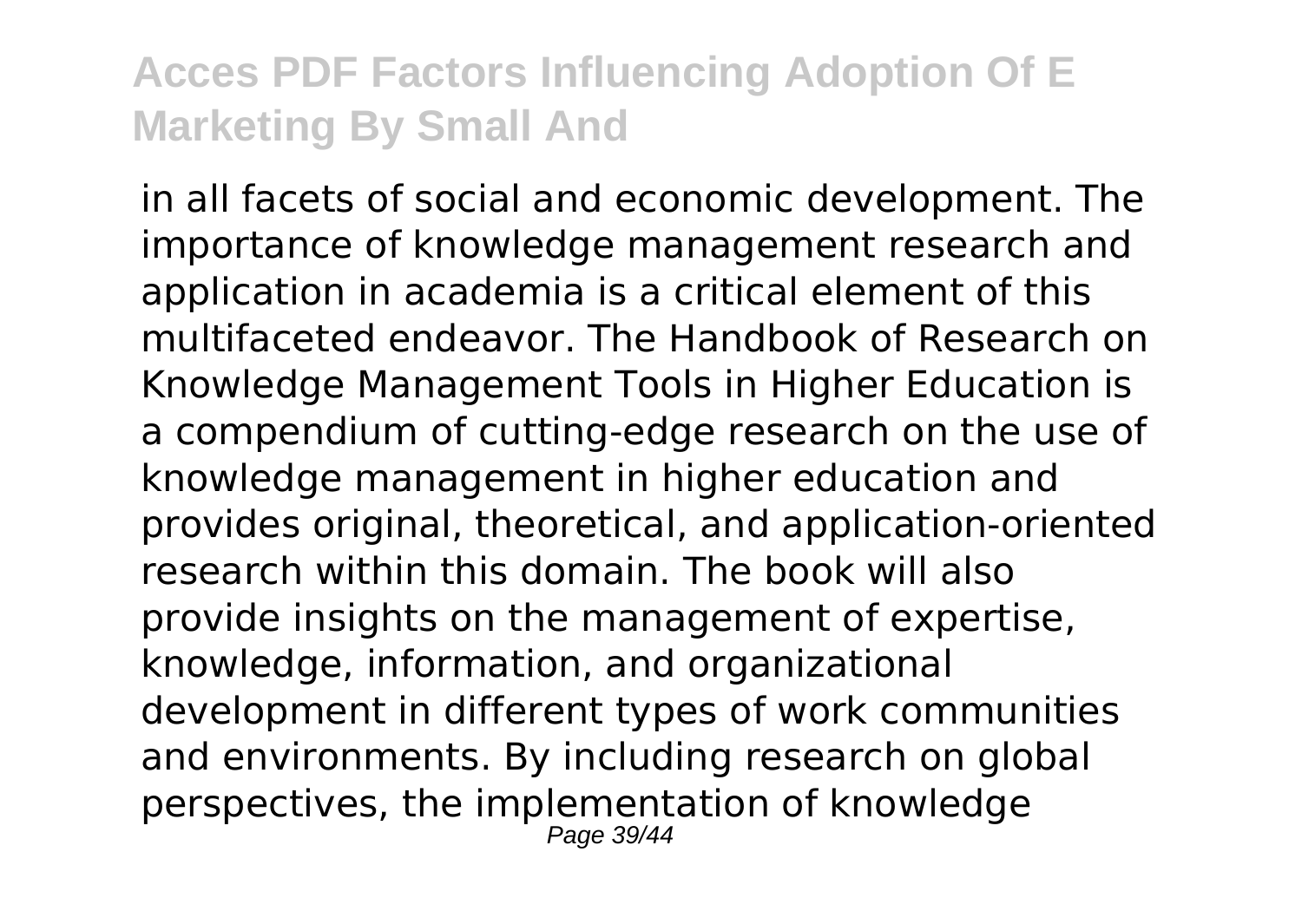in all facets of social and economic development. The importance of knowledge management research and application in academia is a critical element of this multifaceted endeavor. The Handbook of Research on Knowledge Management Tools in Higher Education is a compendium of cutting-edge research on the use of knowledge management in higher education and provides original, theoretical, and application-oriented research within this domain. The book will also provide insights on the management of expertise, knowledge, information, and organizational development in different types of work communities and environments. By including research on global perspectives, the implementation of knowledge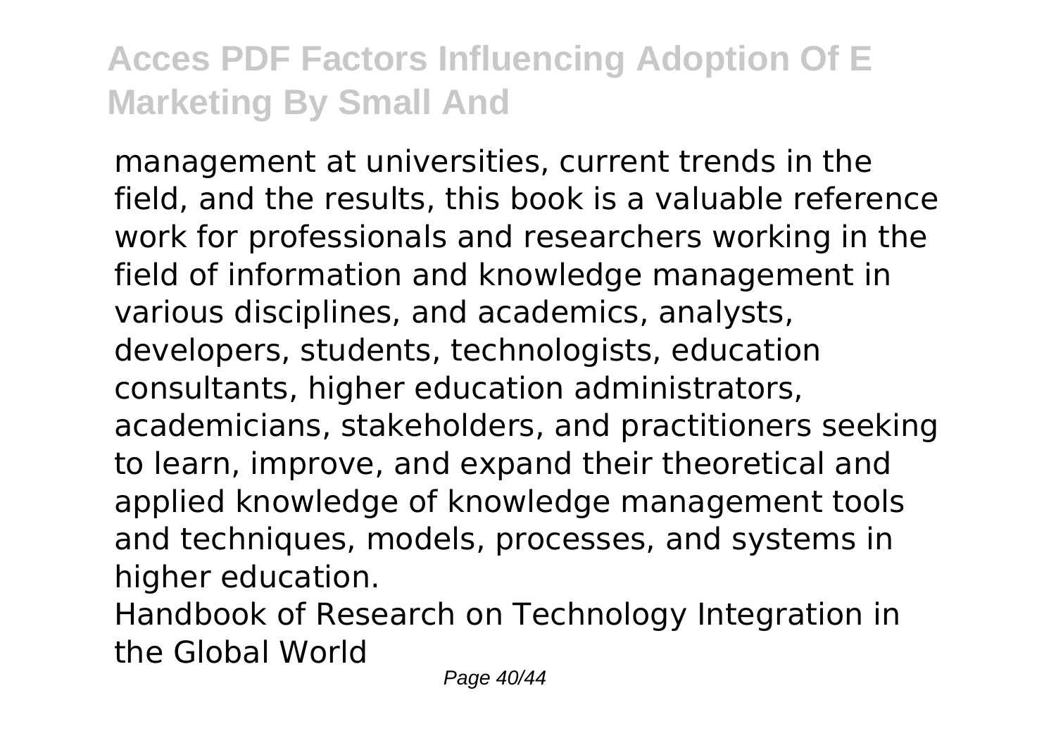management at universities, current trends in the field, and the results, this book is a valuable reference work for professionals and researchers working in the field of information and knowledge management in various disciplines, and academics, analysts, developers, students, technologists, education consultants, higher education administrators, academicians, stakeholders, and practitioners seeking to learn, improve, and expand their theoretical and applied knowledge of knowledge management tools and techniques, models, processes, and systems in higher education.

Handbook of Research on Technology Integration in the Global World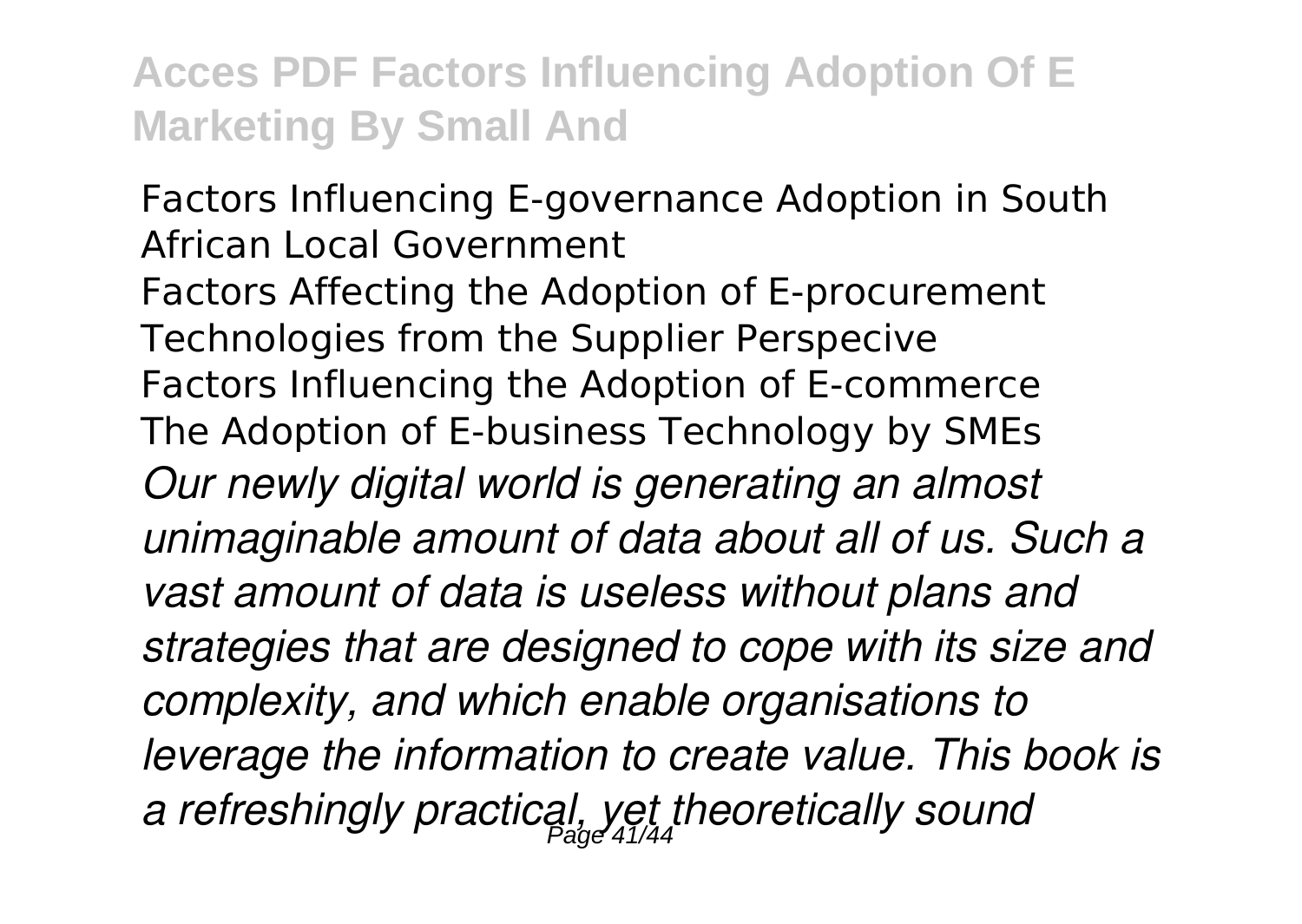Factors Influencing E-governance Adoption in South African Local Government
Factors Affecting the Adoption of E-procurement Technologies from the Supplier Perspecive
Factors Influencing the Adoption of E-commerce
The Adoption of E-business Technology by SMEs
*Our newly digital world is generating an almost unimaginable amount of data about all of us. Such a vast amount of data is useless without plans and strategies that are designed to cope with its size and complexity, and which enable organisations to leverage the information to create value. This book is a refreshingly practical, yet theoretically sound*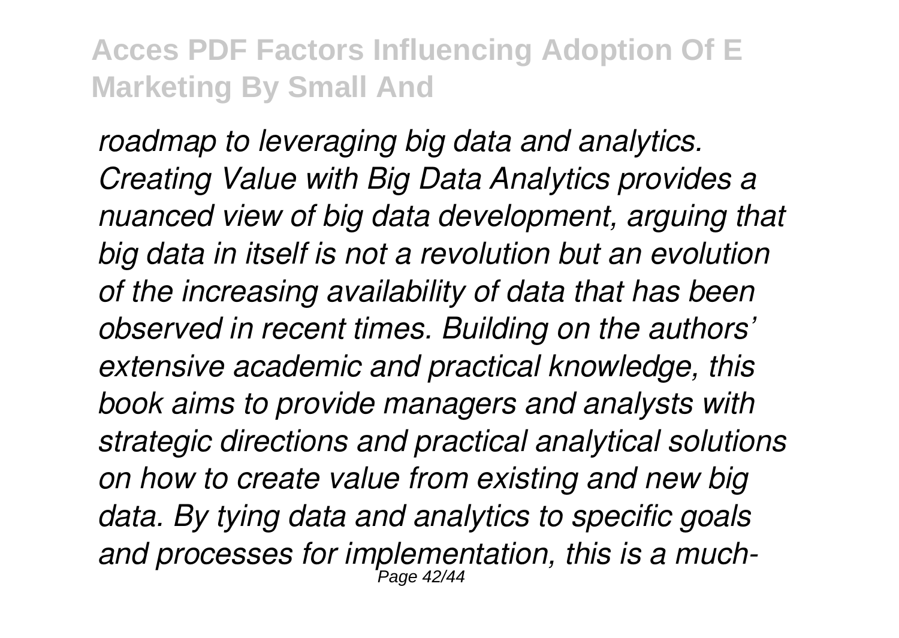*roadmap to leveraging big data and analytics. Creating Value with Big Data Analytics provides a nuanced view of big data development, arguing that big data in itself is not a revolution but an evolution of the increasing availability of data that has been observed in recent times. Building on the authors' extensive academic and practical knowledge, this book aims to provide managers and analysts with strategic directions and practical analytical solutions on how to create value from existing and new big data. By tying data and analytics to specific goals and processes for implementation, this is a much-*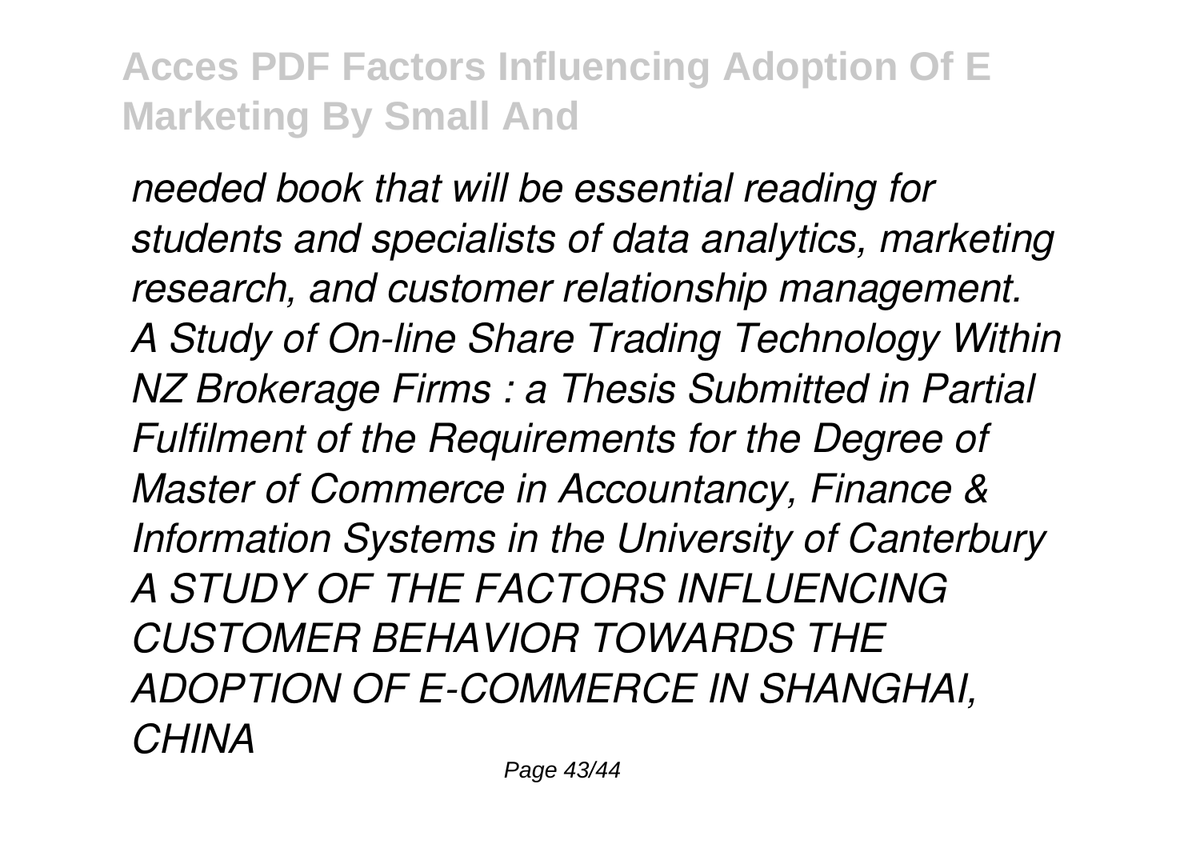*needed book that will be essential reading for students and specialists of data analytics, marketing research, and customer relationship management.*

*A Study of On-line Share Trading Technology Within NZ Brokerage Firms : a Thesis Submitted in Partial Fulfilment of the Requirements for the Degree of Master of Commerce in Accountancy, Finance & Information Systems in the University of Canterbury*

*A STUDY OF THE FACTORS INFLUENCING CUSTOMER BEHAVIOR TOWARDS THE ADOPTION OF E-COMMERCE IN SHANGHAI, CHINA*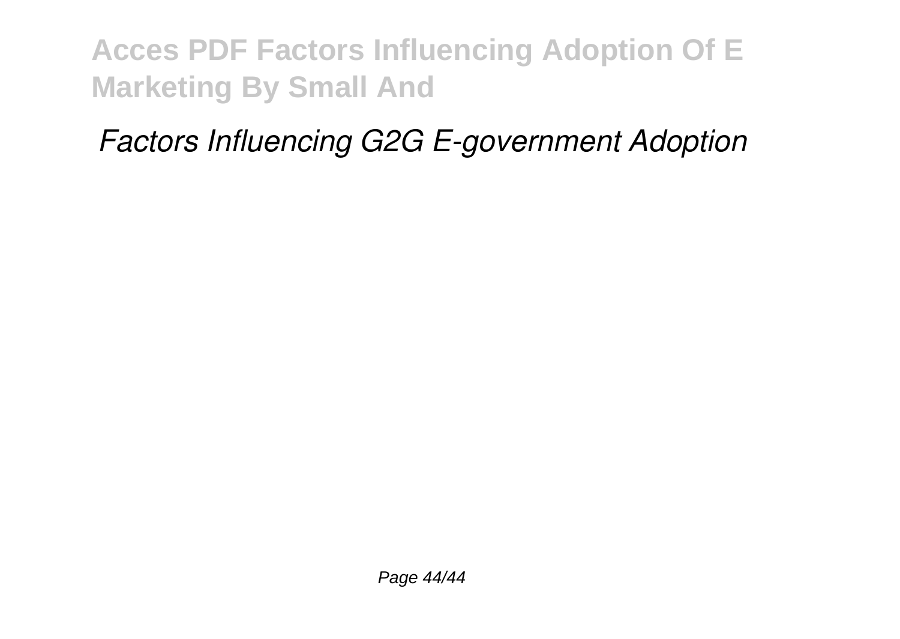*Factors Influencing G2G E-government Adoption*